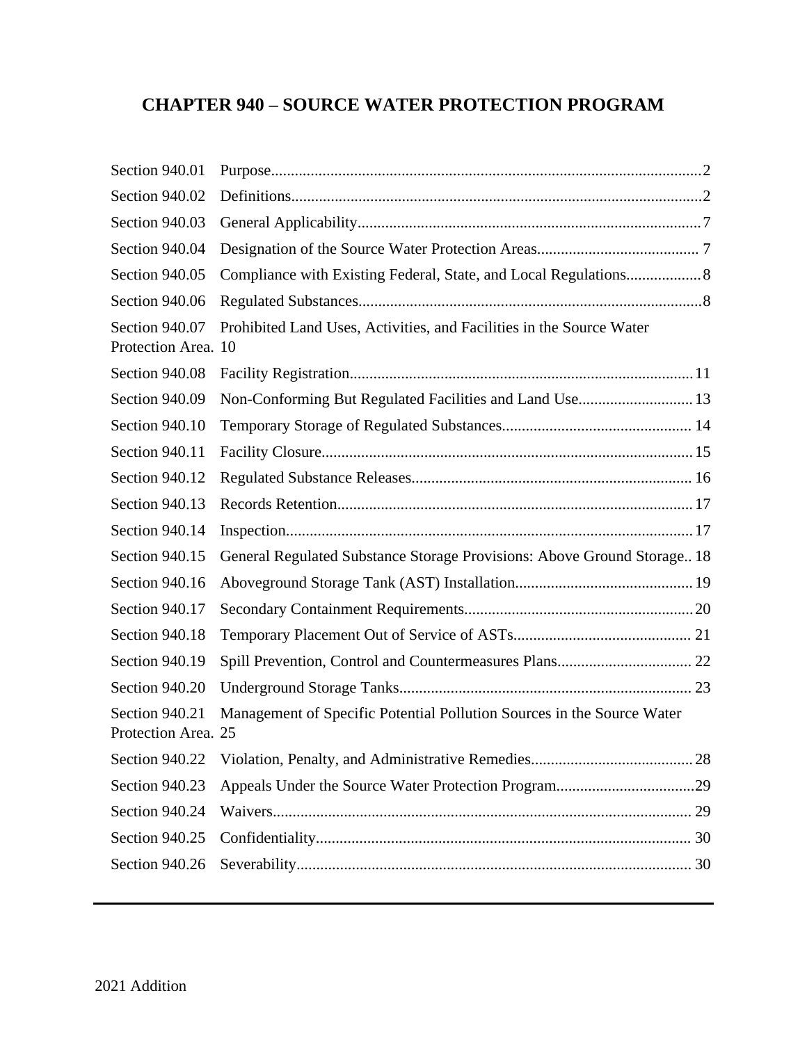# CHAPTER 940 – SOURCE WATER PROTECTION PROGRAM

| Section | Title | Page |
|---|---|---|
| Section 940.01 | Purpose | 2 |
| Section 940.02 | Definitions | 2 |
| Section 940.03 | General Applicability | 7 |
| Section 940.04 | Designation of the Source Water Protection Areas | 7 |
| Section 940.05 | Compliance with Existing Federal, State, and Local Regulations | 8 |
| Section 940.06 | Regulated Substances | 8 |
| Section 940.07 | Prohibited Land Uses, Activities, and Facilities in the Source Water Protection Area | 10 |
| Section 940.08 | Facility Registration | 11 |
| Section 940.09 | Non-Conforming But Regulated Facilities and Land Use | 13 |
| Section 940.10 | Temporary Storage of Regulated Substances | 14 |
| Section 940.11 | Facility Closure | 15 |
| Section 940.12 | Regulated Substance Releases | 16 |
| Section 940.13 | Records Retention | 17 |
| Section 940.14 | Inspection | 17 |
| Section 940.15 | General Regulated Substance Storage Provisions: Above Ground Storage | 18 |
| Section 940.16 | Aboveground Storage Tank (AST) Installation | 19 |
| Section 940.17 | Secondary Containment Requirements | 20 |
| Section 940.18 | Temporary Placement Out of Service of ASTs | 21 |
| Section 940.19 | Spill Prevention, Control and Countermeasures Plans | 22 |
| Section 940.20 | Underground Storage Tanks | 23 |
| Section 940.21 | Management of Specific Potential Pollution Sources in the Source Water Protection Area | 25 |
| Section 940.22 | Violation, Penalty, and Administrative Remedies | 28 |
| Section 940.23 | Appeals Under the Source Water Protection Program | 29 |
| Section 940.24 | Waivers | 29 |
| Section 940.25 | Confidentiality | 30 |
| Section 940.26 | Severability | 30 |

2021 Addition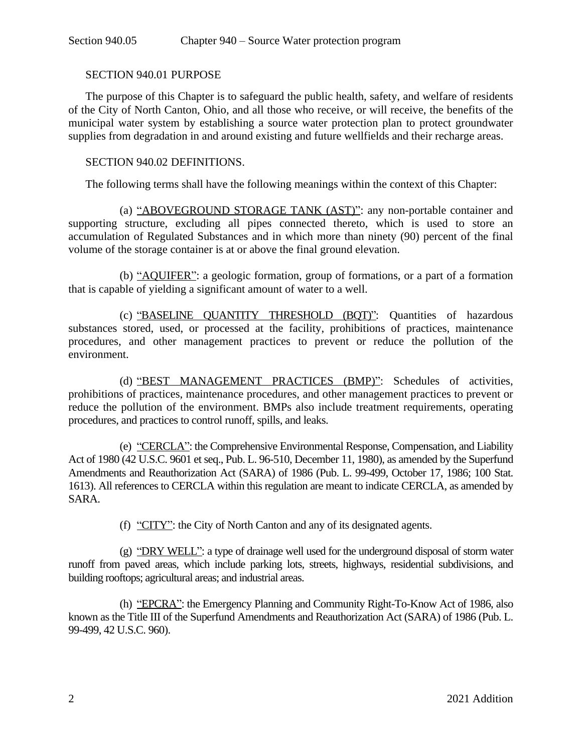## SECTION 940.01 PURPOSE

The purpose of this Chapter is to safeguard the public health, safety, and welfare of residents of the City of North Canton, Ohio, and all those who receive, or will receive, the benefits of the municipal water system by establishing a source water protection plan to protect groundwater supplies from degradation in and around existing and future wellfields and their recharge areas.

## SECTION 940.02 DEFINITIONS.

The following terms shall have the following meanings within the context of this Chapter:

(a) "ABOVEGROUND STORAGE TANK (AST)": any non-portable container and supporting structure, excluding all pipes connected thereto, which is used to store an accumulation of Regulated Substances and in which more than ninety (90) percent of the final volume of the storage container is at or above the final ground elevation.

(b) "AQUIFER": a geologic formation, group of formations, or a part of a formation that is capable of yielding a significant amount of water to a well.

(c) "BASELINE QUANTITY THRESHOLD (BQT)": Quantities of hazardous substances stored, used, or processed at the facility, prohibitions of practices, maintenance procedures, and other management practices to prevent or reduce the pollution of the environment.

(d) "BEST MANAGEMENT PRACTICES (BMP)": Schedules of activities, prohibitions of practices, maintenance procedures, and other management practices to prevent or reduce the pollution of the environment. BMPs also include treatment requirements, operating procedures, and practices to control runoff, spills, and leaks.

(e) "CERCLA": the Comprehensive Environmental Response, Compensation, and Liability Act of 1980 (42 U.S.C. 9601 et seq., Pub. L. 96-510, December 11, 1980), as amended by the Superfund Amendments and Reauthorization Act (SARA) of 1986 (Pub. L. 99-499, October 17, 1986; 100 Stat. 1613). All references to CERCLA within this regulation are meant to indicate CERCLA, as amended by SARA.

(f) "CITY": the City of North Canton and any of its designated agents.

(g) "DRY WELL": a type of drainage well used for the underground disposal of storm water runoff from paved areas, which include parking lots, streets, highways, residential subdivisions, and building rooftops; agricultural areas; and industrial areas.

(h) "EPCRA": the Emergency Planning and Community Right-To-Know Act of 1986, also known as the Title III of the Superfund Amendments and Reauthorization Act (SARA) of 1986 (Pub. L. 99-499, 42 U.S.C. 960).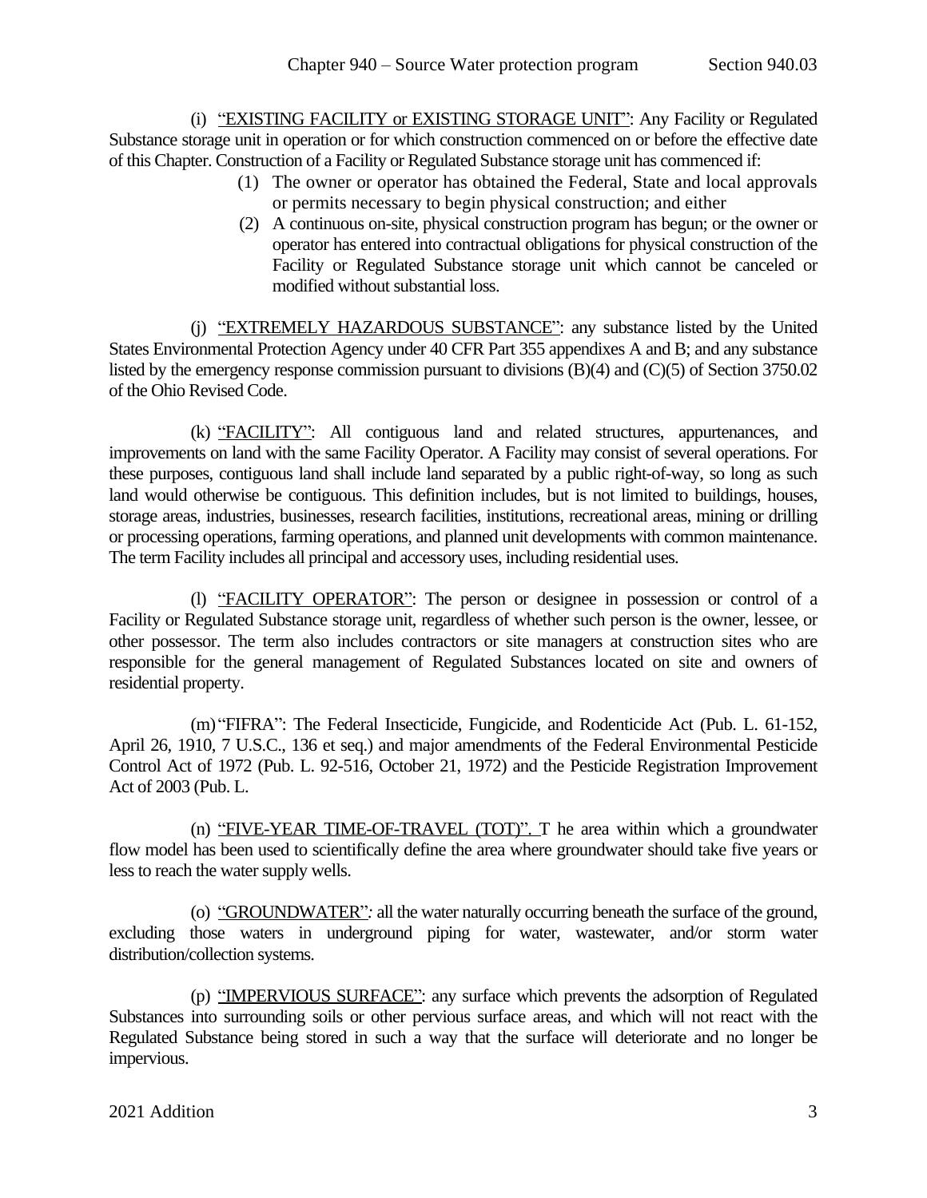(i) "EXISTING FACILITY or EXISTING STORAGE UNIT": Any Facility or Regulated Substance storage unit in operation or for which construction commenced on or before the effective date of this Chapter. Construction of a Facility or Regulated Substance storage unit has commenced if:

(1) The owner or operator has obtained the Federal, State and local approvals or permits necessary to begin physical construction; and either

(2) A continuous on-site, physical construction program has begun; or the owner or operator has entered into contractual obligations for physical construction of the Facility or Regulated Substance storage unit which cannot be canceled or modified without substantial loss.

(j) "EXTREMELY HAZARDOUS SUBSTANCE": any substance listed by the United States Environmental Protection Agency under 40 CFR Part 355 appendixes A and B; and any substance listed by the emergency response commission pursuant to divisions (B)(4) and (C)(5) of Section 3750.02 of the Ohio Revised Code.

(k) "FACILITY": All contiguous land and related structures, appurtenances, and improvements on land with the same Facility Operator. A Facility may consist of several operations. For these purposes, contiguous land shall include land separated by a public right-of-way, so long as such land would otherwise be contiguous. This definition includes, but is not limited to buildings, houses, storage areas, industries, businesses, research facilities, institutions, recreational areas, mining or drilling or processing operations, farming operations, and planned unit developments with common maintenance. The term Facility includes all principal and accessory uses, including residential uses.

(l) "FACILITY OPERATOR": The person or designee in possession or control of a Facility or Regulated Substance storage unit, regardless of whether such person is the owner, lessee, or other possessor. The term also includes contractors or site managers at construction sites who are responsible for the general management of Regulated Substances located on site and owners of residential property.

(m) "FIFRA": The Federal Insecticide, Fungicide, and Rodenticide Act (Pub. L. 61-152, April 26, 1910, 7 U.S.C., 136 et seq.) and major amendments of the Federal Environmental Pesticide Control Act of 1972 (Pub. L. 92-516, October 21, 1972) and the Pesticide Registration Improvement Act of 2003 (Pub. L.

(n) "FIVE-YEAR TIME-OF-TRAVEL (TOT)". T he area within which a groundwater flow model has been used to scientifically define the area where groundwater should take five years or less to reach the water supply wells.

(o) "GROUNDWATER": all the water naturally occurring beneath the surface of the ground, excluding those waters in underground piping for water, wastewater, and/or storm water distribution/collection systems.

(p) "IMPERVIOUS SURFACE": any surface which prevents the adsorption of Regulated Substances into surrounding soils or other pervious surface areas, and which will not react with the Regulated Substance being stored in such a way that the surface will deteriorate and no longer be impervious.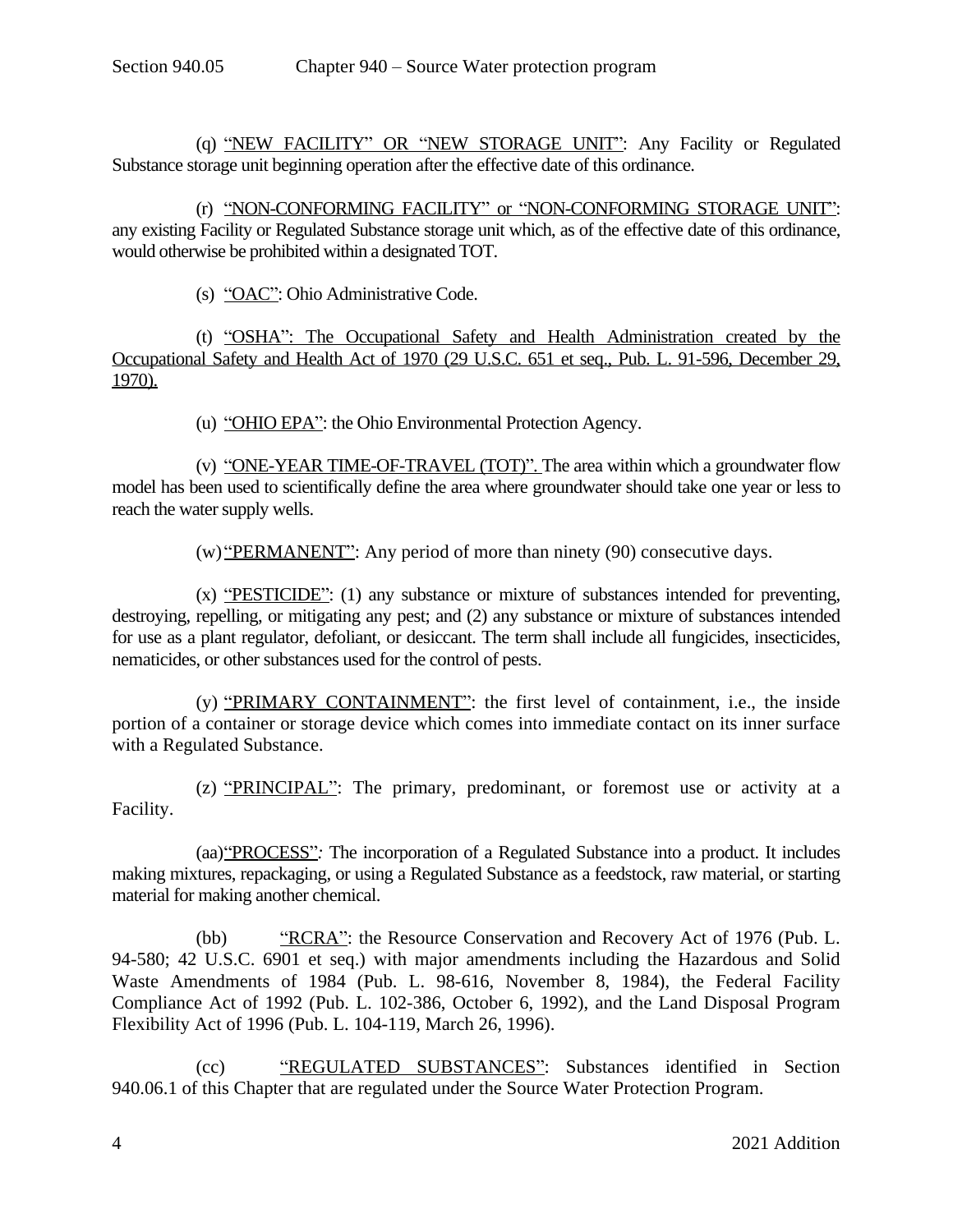(q) "NEW FACILITY" OR "NEW STORAGE UNIT": Any Facility or Regulated Substance storage unit beginning operation after the effective date of this ordinance.

(r) "NON-CONFORMING FACILITY" or "NON-CONFORMING STORAGE UNIT": any existing Facility or Regulated Substance storage unit which, as of the effective date of this ordinance, would otherwise be prohibited within a designated TOT.

(s) "OAC": Ohio Administrative Code.

(t) "OSHA": The Occupational Safety and Health Administration created by the Occupational Safety and Health Act of 1970 (29 U.S.C. 651 et seq., Pub. L. 91-596, December 29, 1970).

(u) "OHIO EPA": the Ohio Environmental Protection Agency.

(v) "ONE-YEAR TIME-OF-TRAVEL (TOT)". The area within which a groundwater flow model has been used to scientifically define the area where groundwater should take one year or less to reach the water supply wells.

(w) "PERMANENT": Any period of more than ninety (90) consecutive days.

(x) "PESTICIDE": (1) any substance or mixture of substances intended for preventing, destroying, repelling, or mitigating any pest; and (2) any substance or mixture of substances intended for use as a plant regulator, defoliant, or desiccant. The term shall include all fungicides, insecticides, nematicides, or other substances used for the control of pests.

(y) "PRIMARY CONTAINMENT": the first level of containment, i.e., the inside portion of a container or storage device which comes into immediate contact on its inner surface with a Regulated Substance.

(z) "PRINCIPAL": The primary, predominant, or foremost use or activity at a Facility.

(aa) "PROCESS": The incorporation of a Regulated Substance into a product. It includes making mixtures, repackaging, or using a Regulated Substance as a feedstock, raw material, or starting material for making another chemical.

(bb) "RCRA": the Resource Conservation and Recovery Act of 1976 (Pub. L. 94-580; 42 U.S.C. 6901 et seq.) with major amendments including the Hazardous and Solid Waste Amendments of 1984 (Pub. L. 98-616, November 8, 1984), the Federal Facility Compliance Act of 1992 (Pub. L. 102-386, October 6, 1992), and the Land Disposal Program Flexibility Act of 1996 (Pub. L. 104-119, March 26, 1996).

(cc) "REGULATED SUBSTANCES": Substances identified in Section 940.06.1 of this Chapter that are regulated under the Source Water Protection Program.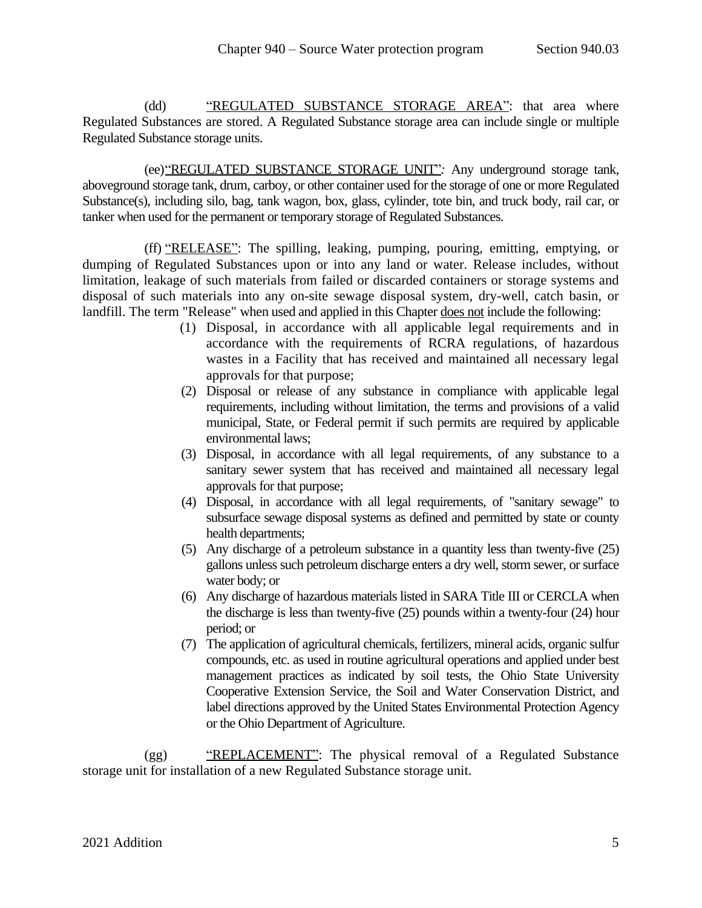(dd) <u>"REGULATED SUBSTANCE STORAGE AREA"</u>: that area where Regulated Substances are stored. A Regulated Substance storage area can include single or multiple Regulated Substance storage units.

(ee)<u>"REGULATED SUBSTANCE STORAGE UNIT"</u>: Any underground storage tank, aboveground storage tank, drum, carboy, or other container used for the storage of one or more Regulated Substance(s), including silo, bag, tank wagon, box, glass, cylinder, tote bin, and truck body, rail car, or tanker when used for the permanent or temporary storage of Regulated Substances.

(ff) <u>"RELEASE"</u>: The spilling, leaking, pumping, pouring, emitting, emptying, or dumping of Regulated Substances upon or into any land or water. Release includes, without limitation, leakage of such materials from failed or discarded containers or storage systems and disposal of such materials into any on-site sewage disposal system, dry-well, catch basin, or landfill. The term "Release" when used and applied in this Chapter <u>does not</u> include the following:

1. Disposal, in accordance with all applicable legal requirements and in accordance with the requirements of RCRA regulations, of hazardous wastes in a Facility that has received and maintained all necessary legal approvals for that purpose;
2. Disposal or release of any substance in compliance with applicable legal requirements, including without limitation, the terms and provisions of a valid municipal, State, or Federal permit if such permits are required by applicable environmental laws;
3. Disposal, in accordance with all legal requirements, of any substance to a sanitary sewer system that has received and maintained all necessary legal approvals for that purpose;
4. Disposal, in accordance with all legal requirements, of "sanitary sewage" to subsurface sewage disposal systems as defined and permitted by state or county health departments;
5. Any discharge of a petroleum substance in a quantity less than twenty-five (25) gallons unless such petroleum discharge enters a dry well, storm sewer, or surface water body; or
6. Any discharge of hazardous materials listed in SARA Title III or CERCLA when the discharge is less than twenty-five (25) pounds within a twenty-four (24) hour period; or
7. The application of agricultural chemicals, fertilizers, mineral acids, organic sulfur compounds, etc. as used in routine agricultural operations and applied under best management practices as indicated by soil tests, the Ohio State University Cooperative Extension Service, the Soil and Water Conservation District, and label directions approved by the United States Environmental Protection Agency or the Ohio Department of Agriculture.

(gg) <u>"REPLACEMENT"</u>: The physical removal of a Regulated Substance storage unit for installation of a new Regulated Substance storage unit.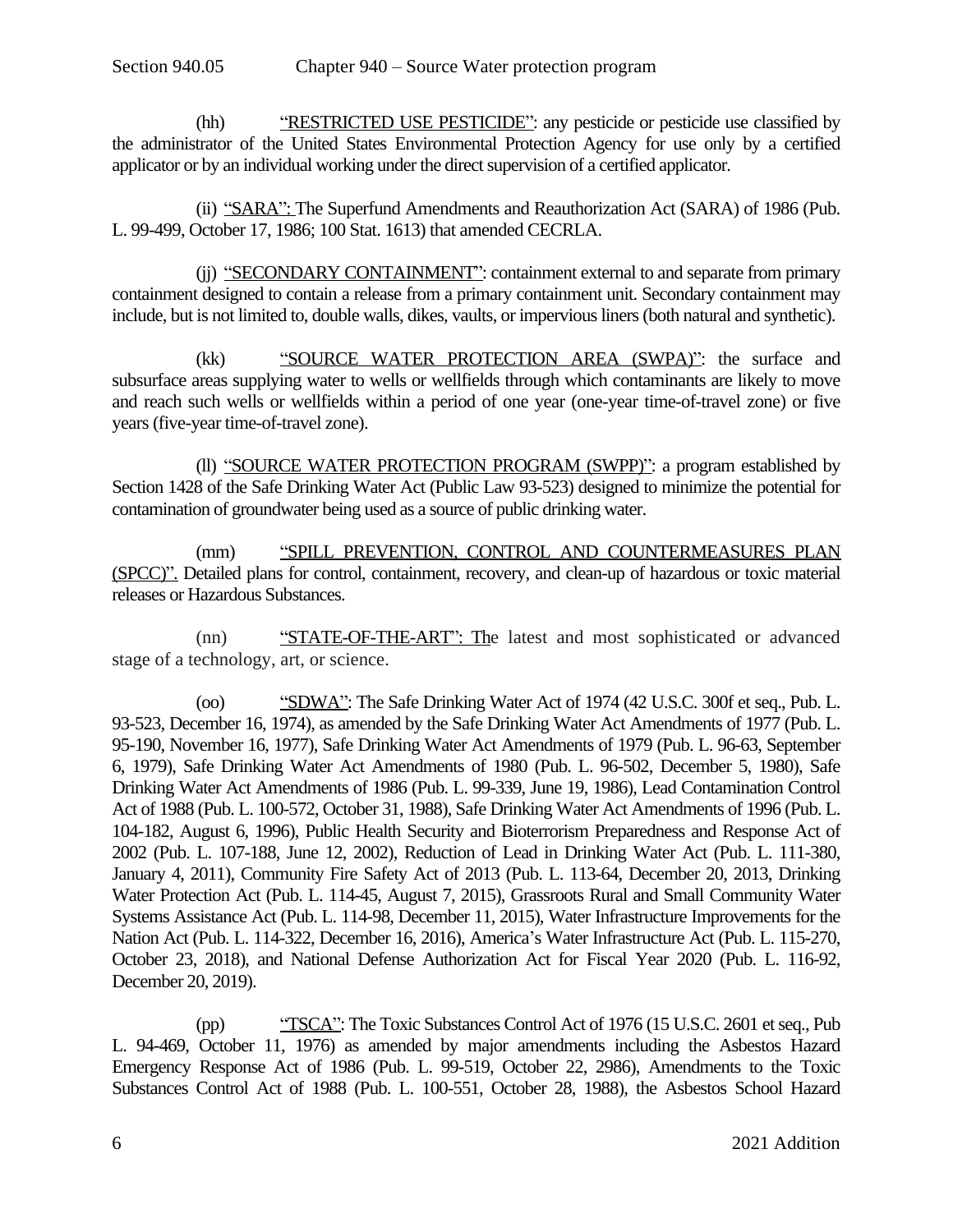(hh) "RESTRICTED USE PESTICIDE": any pesticide or pesticide use classified by the administrator of the United States Environmental Protection Agency for use only by a certified applicator or by an individual working under the direct supervision of a certified applicator.

(ii) "SARA": The Superfund Amendments and Reauthorization Act (SARA) of 1986 (Pub. L. 99-499, October 17, 1986; 100 Stat. 1613) that amended CECRLA.

(jj) "SECONDARY CONTAINMENT": containment external to and separate from primary containment designed to contain a release from a primary containment unit. Secondary containment may include, but is not limited to, double walls, dikes, vaults, or impervious liners (both natural and synthetic).

(kk) "SOURCE WATER PROTECTION AREA (SWPA)": the surface and subsurface areas supplying water to wells or wellfields through which contaminants are likely to move and reach such wells or wellfields within a period of one year (one-year time-of-travel zone) or five years (five-year time-of-travel zone).

(ll) "SOURCE WATER PROTECTION PROGRAM (SWPP)": a program established by Section 1428 of the Safe Drinking Water Act (Public Law 93-523) designed to minimize the potential for contamination of groundwater being used as a source of public drinking water.

(mm) "SPILL PREVENTION, CONTROL AND COUNTERMEASURES PLAN (SPCC)". Detailed plans for control, containment, recovery, and clean-up of hazardous or toxic material releases or Hazardous Substances.

(nn) "STATE-OF-THE-ART": The latest and most sophisticated or advanced stage of a technology, art, or science.

(oo) "SDWA": The Safe Drinking Water Act of 1974 (42 U.S.C. 300f et seq., Pub. L. 93-523, December 16, 1974), as amended by the Safe Drinking Water Act Amendments of 1977 (Pub. L. 95-190, November 16, 1977), Safe Drinking Water Act Amendments of 1979 (Pub. L. 96-63, September 6, 1979), Safe Drinking Water Act Amendments of 1980 (Pub. L. 96-502, December 5, 1980), Safe Drinking Water Act Amendments of 1986 (Pub. L. 99-339, June 19, 1986), Lead Contamination Control Act of 1988 (Pub. L. 100-572, October 31, 1988), Safe Drinking Water Act Amendments of 1996 (Pub. L. 104-182, August 6, 1996), Public Health Security and Bioterrorism Preparedness and Response Act of 2002 (Pub. L. 107-188, June 12, 2002), Reduction of Lead in Drinking Water Act (Pub. L. 111-380, January 4, 2011), Community Fire Safety Act of 2013 (Pub. L. 113-64, December 20, 2013, Drinking Water Protection Act (Pub. L. 114-45, August 7, 2015), Grassroots Rural and Small Community Water Systems Assistance Act (Pub. L. 114-98, December 11, 2015), Water Infrastructure Improvements for the Nation Act (Pub. L. 114-322, December 16, 2016), America's Water Infrastructure Act (Pub. L. 115-270, October 23, 2018), and National Defense Authorization Act for Fiscal Year 2020 (Pub. L. 116-92, December 20, 2019).

(pp) "TSCA": The Toxic Substances Control Act of 1976 (15 U.S.C. 2601 et seq., Pub L. 94-469, October 11, 1976) as amended by major amendments including the Asbestos Hazard Emergency Response Act of 1986 (Pub. L. 99-519, October 22, 2986), Amendments to the Toxic Substances Control Act of 1988 (Pub. L. 100-551, October 28, 1988), the Asbestos School Hazard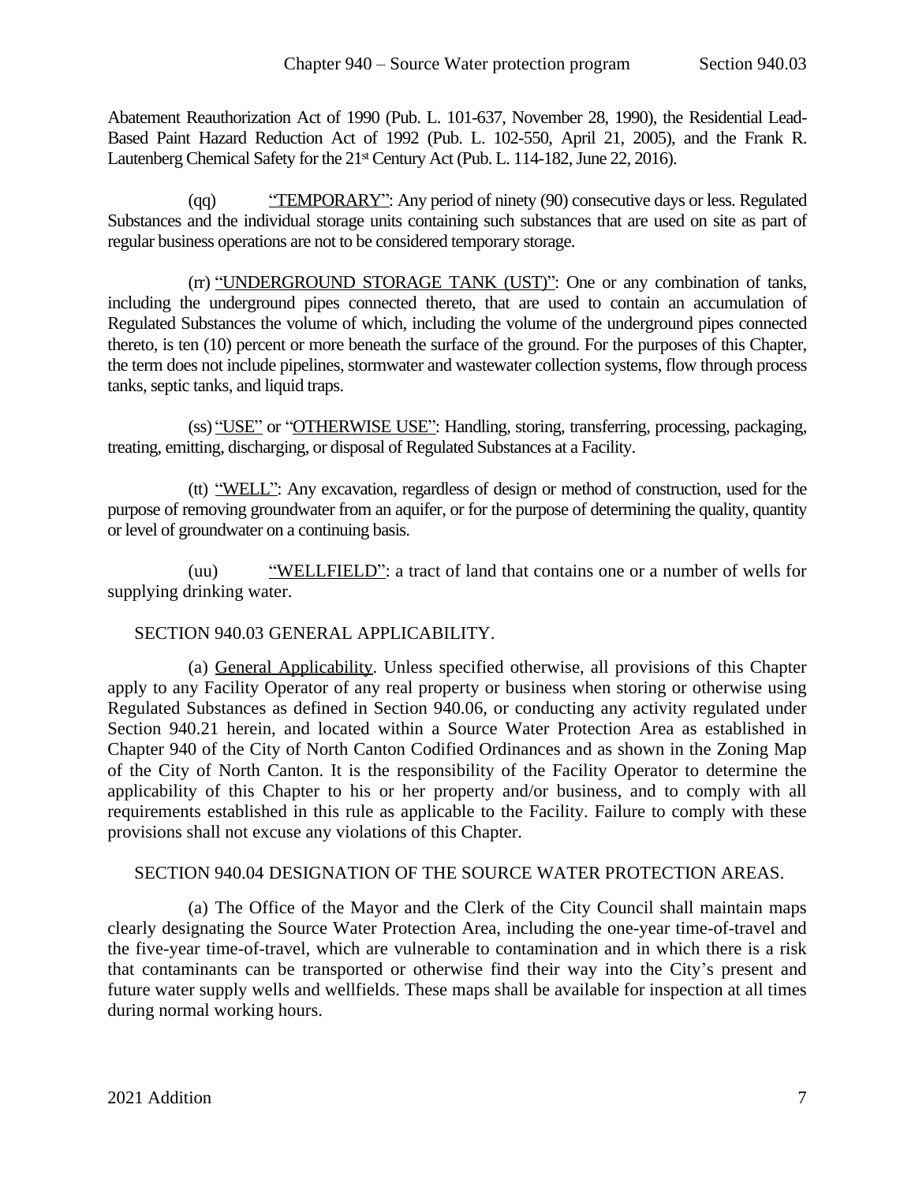Abatement Reauthorization Act of 1990 (Pub. L. 101-637, November 28, 1990), the Residential Lead-Based Paint Hazard Reduction Act of 1992 (Pub. L. 102-550, April 21, 2005), and the Frank R. Lautenberg Chemical Safety for the 21st Century Act (Pub. L. 114-182, June 22, 2016).

(qq) "TEMPORARY": Any period of ninety (90) consecutive days or less. Regulated Substances and the individual storage units containing such substances that are used on site as part of regular business operations are not to be considered temporary storage.

(rr) "UNDERGROUND STORAGE TANK (UST)": One or any combination of tanks, including the underground pipes connected thereto, that are used to contain an accumulation of Regulated Substances the volume of which, including the volume of the underground pipes connected thereto, is ten (10) percent or more beneath the surface of the ground. For the purposes of this Chapter, the term does not include pipelines, stormwater and wastewater collection systems, flow through process tanks, septic tanks, and liquid traps.

(ss) "USE" or "OTHERWISE USE": Handling, storing, transferring, processing, packaging, treating, emitting, discharging, or disposal of Regulated Substances at a Facility.

(tt) "WELL": Any excavation, regardless of design or method of construction, used for the purpose of removing groundwater from an aquifer, or for the purpose of determining the quality, quantity or level of groundwater on a continuing basis.

(uu) "WELLFIELD": a tract of land that contains one or a number of wells for supplying drinking water.

## SECTION 940.03 GENERAL APPLICABILITY.

(a) General Applicability. Unless specified otherwise, all provisions of this Chapter apply to any Facility Operator of any real property or business when storing or otherwise using Regulated Substances as defined in Section 940.06, or conducting any activity regulated under Section 940.21 herein, and located within a Source Water Protection Area as established in Chapter 940 of the City of North Canton Codified Ordinances and as shown in the Zoning Map of the City of North Canton. It is the responsibility of the Facility Operator to determine the applicability of this Chapter to his or her property and/or business, and to comply with all requirements established in this rule as applicable to the Facility. Failure to comply with these provisions shall not excuse any violations of this Chapter.

## SECTION 940.04 DESIGNATION OF THE SOURCE WATER PROTECTION AREAS.

(a) The Office of the Mayor and the Clerk of the City Council shall maintain maps clearly designating the Source Water Protection Area, including the one-year time-of-travel and the five-year time-of-travel, which are vulnerable to contamination and in which there is a risk that contaminants can be transported or otherwise find their way into the City's present and future water supply wells and wellfields. These maps shall be available for inspection at all times during normal working hours.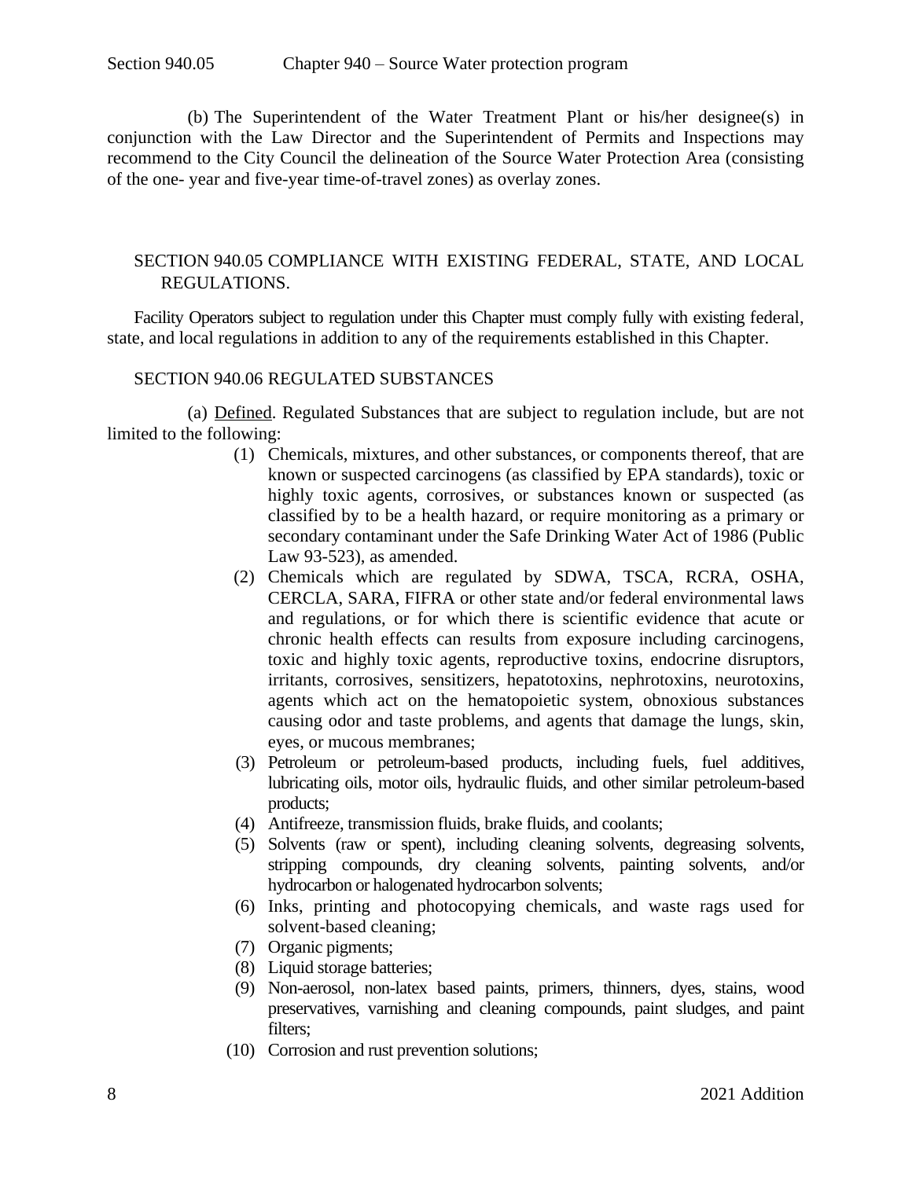(b) The Superintendent of the Water Treatment Plant or his/her designee(s) in conjunction with the Law Director and the Superintendent of Permits and Inspections may recommend to the City Council the delineation of the Source Water Protection Area (consisting of the one- year and five-year time-of-travel zones) as overlay zones.

## SECTION 940.05 COMPLIANCE WITH EXISTING FEDERAL, STATE, AND LOCAL REGULATIONS.

Facility Operators subject to regulation under this Chapter must comply fully with existing federal, state, and local regulations in addition to any of the requirements established in this Chapter.

## SECTION 940.06 REGULATED SUBSTANCES

(a) Defined. Regulated Substances that are subject to regulation include, but are not limited to the following:

(1) Chemicals, mixtures, and other substances, or components thereof, that are known or suspected carcinogens (as classified by EPA standards), toxic or highly toxic agents, corrosives, or substances known or suspected (as classified by to be a health hazard, or require monitoring as a primary or secondary contaminant under the Safe Drinking Water Act of 1986 (Public Law 93-523), as amended.

(2) Chemicals which are regulated by SDWA, TSCA, RCRA, OSHA, CERCLA, SARA, FIFRA or other state and/or federal environmental laws and regulations, or for which there is scientific evidence that acute or chronic health effects can results from exposure including carcinogens, toxic and highly toxic agents, reproductive toxins, endocrine disruptors, irritants, corrosives, sensitizers, hepatotoxins, nephrotoxins, neurotoxins, agents which act on the hematopoietic system, obnoxious substances causing odor and taste problems, and agents that damage the lungs, skin, eyes, or mucous membranes;

(3) Petroleum or petroleum-based products, including fuels, fuel additives, lubricating oils, motor oils, hydraulic fluids, and other similar petroleum-based products;

(4) Antifreeze, transmission fluids, brake fluids, and coolants;

(5) Solvents (raw or spent), including cleaning solvents, degreasing solvents, stripping compounds, dry cleaning solvents, painting solvents, and/or hydrocarbon or halogenated hydrocarbon solvents;

(6) Inks, printing and photocopying chemicals, and waste rags used for solvent-based cleaning;

(7) Organic pigments;

(8) Liquid storage batteries;

(9) Non-aerosol, non-latex based paints, primers, thinners, dyes, stains, wood preservatives, varnishing and cleaning compounds, paint sludges, and paint filters;

(10) Corrosion and rust prevention solutions;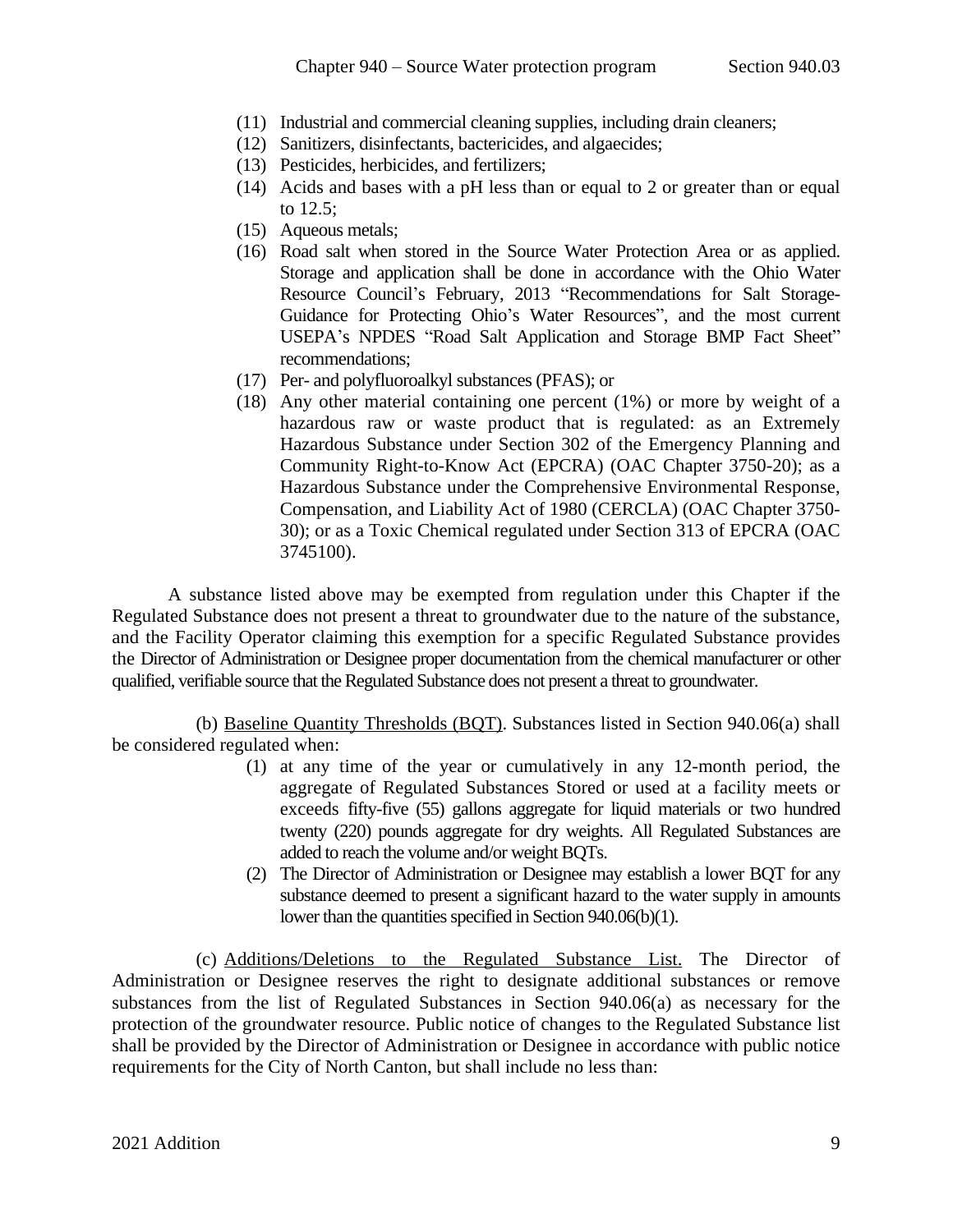(11) Industrial and commercial cleaning supplies, including drain cleaners;
(12) Sanitizers, disinfectants, bactericides, and algaecides;
(13) Pesticides, herbicides, and fertilizers;
(14) Acids and bases with a pH less than or equal to 2 or greater than or equal to 12.5;
(15) Aqueous metals;
(16) Road salt when stored in the Source Water Protection Area or as applied. Storage and application shall be done in accordance with the Ohio Water Resource Council's February, 2013 "Recommendations for Salt Storage-Guidance for Protecting Ohio's Water Resources", and the most current USEPA's NPDES "Road Salt Application and Storage BMP Fact Sheet" recommendations;
(17) Per- and polyfluoroalkyl substances (PFAS); or
(18) Any other material containing one percent (1%) or more by weight of a hazardous raw or waste product that is regulated: as an Extremely Hazardous Substance under Section 302 of the Emergency Planning and Community Right-to-Know Act (EPCRA) (OAC Chapter 3750-20); as a Hazardous Substance under the Comprehensive Environmental Response, Compensation, and Liability Act of 1980 (CERCLA) (OAC Chapter 3750-30); or as a Toxic Chemical regulated under Section 313 of EPCRA (OAC 3745100).

A substance listed above may be exempted from regulation under this Chapter if the Regulated Substance does not present a threat to groundwater due to the nature of the substance, and the Facility Operator claiming this exemption for a specific Regulated Substance provides the Director of Administration or Designee proper documentation from the chemical manufacturer or other qualified, verifiable source that the Regulated Substance does not present a threat to groundwater.

(b) Baseline Quantity Thresholds (BQT). Substances listed in Section 940.06(a) shall be considered regulated when:

(1) at any time of the year or cumulatively in any 12-month period, the aggregate of Regulated Substances Stored or used at a facility meets or exceeds fifty-five (55) gallons aggregate for liquid materials or two hundred twenty (220) pounds aggregate for dry weights. All Regulated Substances are added to reach the volume and/or weight BQTs.
(2) The Director of Administration or Designee may establish a lower BQT for any substance deemed to present a significant hazard to the water supply in amounts lower than the quantities specified in Section 940.06(b)(1).

(c) Additions/Deletions to the Regulated Substance List. The Director of Administration or Designee reserves the right to designate additional substances or remove substances from the list of Regulated Substances in Section 940.06(a) as necessary for the protection of the groundwater resource. Public notice of changes to the Regulated Substance list shall be provided by the Director of Administration or Designee in accordance with public notice requirements for the City of North Canton, but shall include no less than: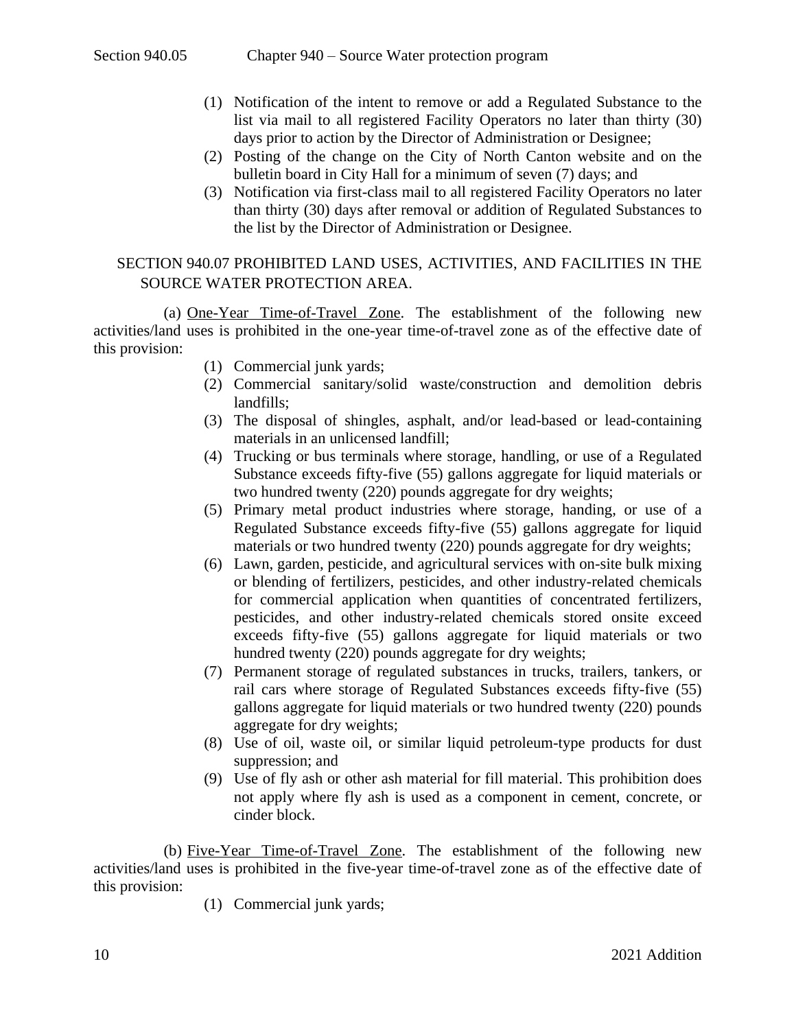(1) Notification of the intent to remove or add a Regulated Substance to the list via mail to all registered Facility Operators no later than thirty (30) days prior to action by the Director of Administration or Designee;
(2) Posting of the change on the City of North Canton website and on the bulletin board in City Hall for a minimum of seven (7) days; and
(3) Notification via first-class mail to all registered Facility Operators no later than thirty (30) days after removal or addition of Regulated Substances to the list by the Director of Administration or Designee.

## SECTION 940.07 PROHIBITED LAND USES, ACTIVITIES, AND FACILITIES IN THE SOURCE WATER PROTECTION AREA.

(a) One-Year Time-of-Travel Zone. The establishment of the following new activities/land uses is prohibited in the one-year time-of-travel zone as of the effective date of this provision:

(1) Commercial junk yards;
(2) Commercial sanitary/solid waste/construction and demolition debris landfills;
(3) The disposal of shingles, asphalt, and/or lead-based or lead-containing materials in an unlicensed landfill;
(4) Trucking or bus terminals where storage, handling, or use of a Regulated Substance exceeds fifty-five (55) gallons aggregate for liquid materials or two hundred twenty (220) pounds aggregate for dry weights;
(5) Primary metal product industries where storage, handing, or use of a Regulated Substance exceeds fifty-five (55) gallons aggregate for liquid materials or two hundred twenty (220) pounds aggregate for dry weights;
(6) Lawn, garden, pesticide, and agricultural services with on-site bulk mixing or blending of fertilizers, pesticides, and other industry-related chemicals for commercial application when quantities of concentrated fertilizers, pesticides, and other industry-related chemicals stored onsite exceed exceeds fifty-five (55) gallons aggregate for liquid materials or two hundred twenty (220) pounds aggregate for dry weights;
(7) Permanent storage of regulated substances in trucks, trailers, tankers, or rail cars where storage of Regulated Substances exceeds fifty-five (55) gallons aggregate for liquid materials or two hundred twenty (220) pounds aggregate for dry weights;
(8) Use of oil, waste oil, or similar liquid petroleum-type products for dust suppression; and
(9) Use of fly ash or other ash material for fill material. This prohibition does not apply where fly ash is used as a component in cement, concrete, or cinder block.

(b) Five-Year Time-of-Travel Zone. The establishment of the following new activities/land uses is prohibited in the five-year time-of-travel zone as of the effective date of this provision:

(1) Commercial junk yards;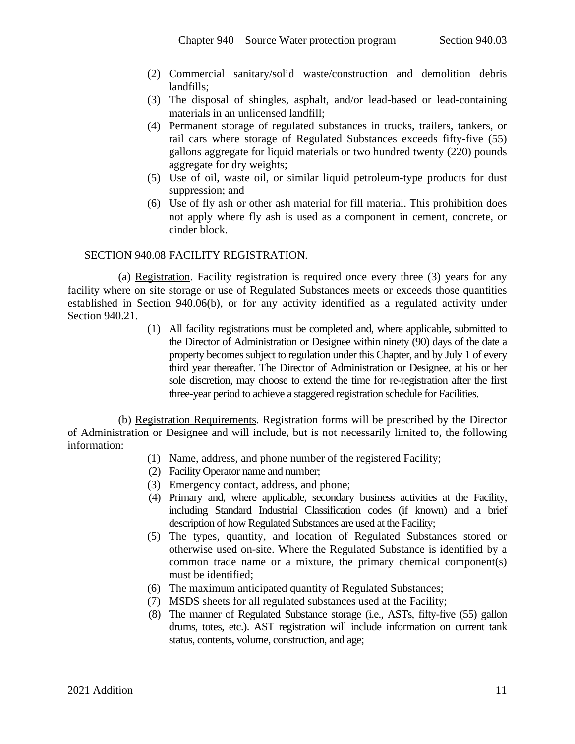(2) Commercial sanitary/solid waste/construction and demolition debris landfills;

(3) The disposal of shingles, asphalt, and/or lead-based or lead-containing materials in an unlicensed landfill;

(4) Permanent storage of regulated substances in trucks, trailers, tankers, or rail cars where storage of Regulated Substances exceeds fifty-five (55) gallons aggregate for liquid materials or two hundred twenty (220) pounds aggregate for dry weights;

(5) Use of oil, waste oil, or similar liquid petroleum-type products for dust suppression; and

(6) Use of fly ash or other ash material for fill material. This prohibition does not apply where fly ash is used as a component in cement, concrete, or cinder block.

## SECTION 940.08 FACILITY REGISTRATION.

(a) Registration. Facility registration is required once every three (3) years for any facility where on site storage or use of Regulated Substances meets or exceeds those quantities established in Section 940.06(b), or for any activity identified as a regulated activity under Section 940.21.

(1) All facility registrations must be completed and, where applicable, submitted to the Director of Administration or Designee within ninety (90) days of the date a property becomes subject to regulation under this Chapter, and by July 1 of every third year thereafter. The Director of Administration or Designee, at his or her sole discretion, may choose to extend the time for re-registration after the first three-year period to achieve a staggered registration schedule for Facilities.

(b) Registration Requirements. Registration forms will be prescribed by the Director of Administration or Designee and will include, but is not necessarily limited to, the following information:

(1) Name, address, and phone number of the registered Facility;

(2) Facility Operator name and number;

(3) Emergency contact, address, and phone;

(4) Primary and, where applicable, secondary business activities at the Facility, including Standard Industrial Classification codes (if known) and a brief description of how Regulated Substances are used at the Facility;

(5) The types, quantity, and location of Regulated Substances stored or otherwise used on-site. Where the Regulated Substance is identified by a common trade name or a mixture, the primary chemical component(s) must be identified;

(6) The maximum anticipated quantity of Regulated Substances;

(7) MSDS sheets for all regulated substances used at the Facility;

(8) The manner of Regulated Substance storage (i.e., ASTs, fifty-five (55) gallon drums, totes, etc.). AST registration will include information on current tank status, contents, volume, construction, and age;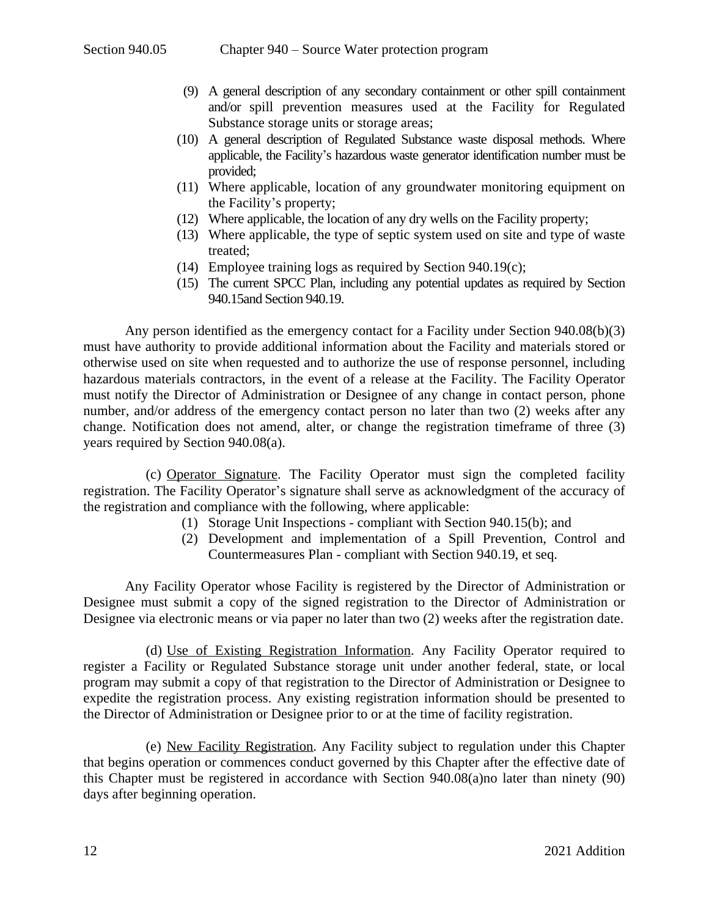(9) A general description of any secondary containment or other spill containment and/or spill prevention measures used at the Facility for Regulated Substance storage units or storage areas;

(10) A general description of Regulated Substance waste disposal methods. Where applicable, the Facility's hazardous waste generator identification number must be provided;

(11) Where applicable, location of any groundwater monitoring equipment on the Facility's property;

(12) Where applicable, the location of any dry wells on the Facility property;

(13) Where applicable, the type of septic system used on site and type of waste treated;

(14) Employee training logs as required by Section 940.19(c);

(15) The current SPCC Plan, including any potential updates as required by Section 940.15and Section 940.19.

Any person identified as the emergency contact for a Facility under Section 940.08(b)(3) must have authority to provide additional information about the Facility and materials stored or otherwise used on site when requested and to authorize the use of response personnel, including hazardous materials contractors, in the event of a release at the Facility. The Facility Operator must notify the Director of Administration or Designee of any change in contact person, phone number, and/or address of the emergency contact person no later than two (2) weeks after any change. Notification does not amend, alter, or change the registration timeframe of three (3) years required by Section 940.08(a).

(c) Operator Signature. The Facility Operator must sign the completed facility registration. The Facility Operator's signature shall serve as acknowledgment of the accuracy of the registration and compliance with the following, where applicable:

(1) Storage Unit Inspections - compliant with Section 940.15(b); and

(2) Development and implementation of a Spill Prevention, Control and Countermeasures Plan - compliant with Section 940.19, et seq.

Any Facility Operator whose Facility is registered by the Director of Administration or Designee must submit a copy of the signed registration to the Director of Administration or Designee via electronic means or via paper no later than two (2) weeks after the registration date.

(d) Use of Existing Registration Information. Any Facility Operator required to register a Facility or Regulated Substance storage unit under another federal, state, or local program may submit a copy of that registration to the Director of Administration or Designee to expedite the registration process. Any existing registration information should be presented to the Director of Administration or Designee prior to or at the time of facility registration.

(e) New Facility Registration. Any Facility subject to regulation under this Chapter that begins operation or commences conduct governed by this Chapter after the effective date of this Chapter must be registered in accordance with Section 940.08(a)no later than ninety (90) days after beginning operation.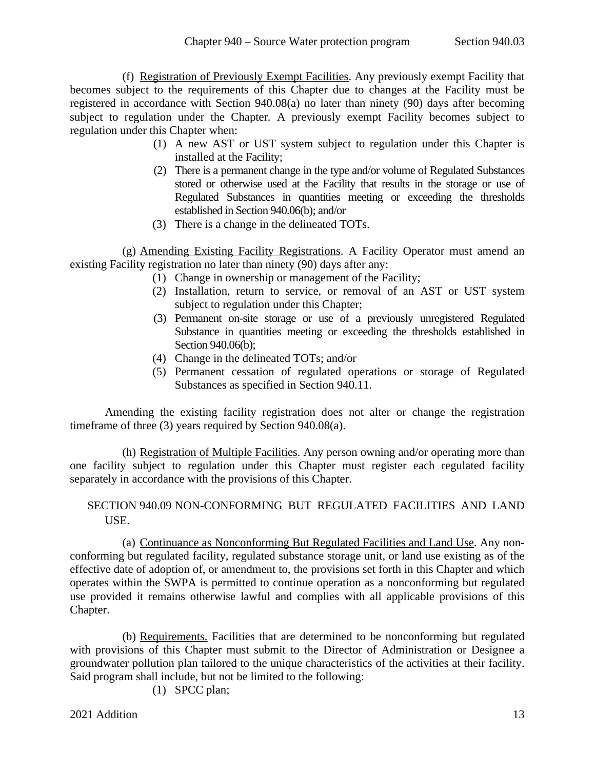(f) Registration of Previously Exempt Facilities. Any previously exempt Facility that becomes subject to the requirements of this Chapter due to changes at the Facility must be registered in accordance with Section 940.08(a) no later than ninety (90) days after becoming subject to regulation under the Chapter. A previously exempt Facility becomes subject to regulation under this Chapter when:

(1) A new AST or UST system subject to regulation under this Chapter is installed at the Facility;
(2) There is a permanent change in the type and/or volume of Regulated Substances stored or otherwise used at the Facility that results in the storage or use of Regulated Substances in quantities meeting or exceeding the thresholds established in Section 940.06(b); and/or
(3) There is a change in the delineated TOTs.

(g) Amending Existing Facility Registrations. A Facility Operator must amend an existing Facility registration no later than ninety (90) days after any:

(1) Change in ownership or management of the Facility;
(2) Installation, return to service, or removal of an AST or UST system subject to regulation under this Chapter;
(3) Permanent on-site storage or use of a previously unregistered Regulated Substance in quantities meeting or exceeding the thresholds established in Section 940.06(b);
(4) Change in the delineated TOTs; and/or
(5) Permanent cessation of regulated operations or storage of Regulated Substances as specified in Section 940.11.

Amending the existing facility registration does not alter or change the registration timeframe of three (3) years required by Section 940.08(a).

(h) Registration of Multiple Facilities. Any person owning and/or operating more than one facility subject to regulation under this Chapter must register each regulated facility separately in accordance with the provisions of this Chapter.

## SECTION 940.09 NON-CONFORMING BUT REGULATED FACILITIES AND LAND USE.

(a) Continuance as Nonconforming But Regulated Facilities and Land Use. Any non-conforming but regulated facility, regulated substance storage unit, or land use existing as of the effective date of adoption of, or amendment to, the provisions set forth in this Chapter and which operates within the SWPA is permitted to continue operation as a nonconforming but regulated use provided it remains otherwise lawful and complies with all applicable provisions of this Chapter.

(b) Requirements. Facilities that are determined to be nonconforming but regulated with provisions of this Chapter must submit to the Director of Administration or Designee a groundwater pollution plan tailored to the unique characteristics of the activities at their facility. Said program shall include, but not be limited to the following:

(1) SPCC plan;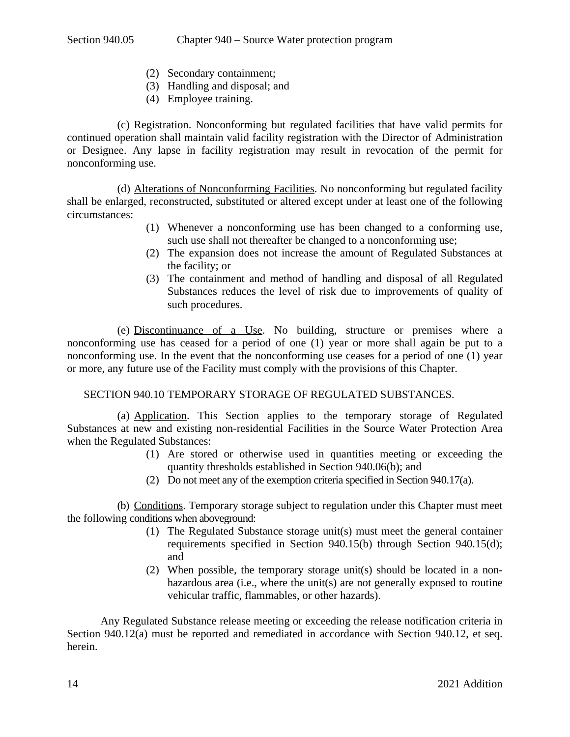(2) Secondary containment;
(3) Handling and disposal; and
(4) Employee training.

(c) Registration. Nonconforming but regulated facilities that have valid permits for continued operation shall maintain valid facility registration with the Director of Administration or Designee. Any lapse in facility registration may result in revocation of the permit for nonconforming use.

(d) Alterations of Nonconforming Facilities. No nonconforming but regulated facility shall be enlarged, reconstructed, substituted or altered except under at least one of the following circumstances:

(1) Whenever a nonconforming use has been changed to a conforming use, such use shall not thereafter be changed to a nonconforming use;
(2) The expansion does not increase the amount of Regulated Substances at the facility; or
(3) The containment and method of handling and disposal of all Regulated Substances reduces the level of risk due to improvements of quality of such procedures.

(e) Discontinuance of a Use. No building, structure or premises where a nonconforming use has ceased for a period of one (1) year or more shall again be put to a nonconforming use. In the event that the nonconforming use ceases for a period of one (1) year or more, any future use of the Facility must comply with the provisions of this Chapter.

## SECTION 940.10 TEMPORARY STORAGE OF REGULATED SUBSTANCES.

(a) Application. This Section applies to the temporary storage of Regulated Substances at new and existing non-residential Facilities in the Source Water Protection Area when the Regulated Substances:

(1) Are stored or otherwise used in quantities meeting or exceeding the quantity thresholds established in Section 940.06(b); and
(2) Do not meet any of the exemption criteria specified in Section 940.17(a).

(b) Conditions. Temporary storage subject to regulation under this Chapter must meet the following conditions when aboveground:

(1) The Regulated Substance storage unit(s) must meet the general container requirements specified in Section 940.15(b) through Section 940.15(d); and
(2) When possible, the temporary storage unit(s) should be located in a non-hazardous area (i.e., where the unit(s) are not generally exposed to routine vehicular traffic, flammables, or other hazards).

Any Regulated Substance release meeting or exceeding the release notification criteria in Section 940.12(a) must be reported and remediated in accordance with Section 940.12, et seq. herein.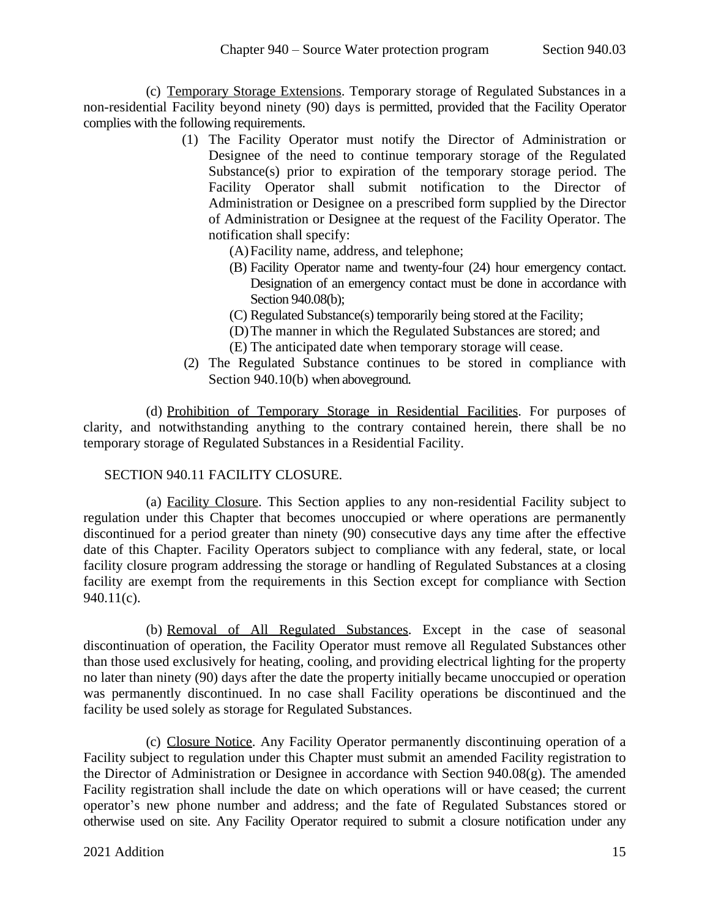(c) Temporary Storage Extensions. Temporary storage of Regulated Substances in a non-residential Facility beyond ninety (90) days is permitted, provided that the Facility Operator complies with the following requirements.

(1) The Facility Operator must notify the Director of Administration or Designee of the need to continue temporary storage of the Regulated Substance(s) prior to expiration of the temporary storage period. The Facility Operator shall submit notification to the Director of Administration or Designee on a prescribed form supplied by the Director of Administration or Designee at the request of the Facility Operator. The notification shall specify:

(A) Facility name, address, and telephone;

(B) Facility Operator name and twenty-four (24) hour emergency contact. Designation of an emergency contact must be done in accordance with Section 940.08(b);

(C) Regulated Substance(s) temporarily being stored at the Facility;

(D) The manner in which the Regulated Substances are stored; and

(E) The anticipated date when temporary storage will cease.

(2) The Regulated Substance continues to be stored in compliance with Section 940.10(b) when aboveground.

(d) Prohibition of Temporary Storage in Residential Facilities. For purposes of clarity, and notwithstanding anything to the contrary contained herein, there shall be no temporary storage of Regulated Substances in a Residential Facility.

## SECTION 940.11 FACILITY CLOSURE.

(a) Facility Closure. This Section applies to any non-residential Facility subject to regulation under this Chapter that becomes unoccupied or where operations are permanently discontinued for a period greater than ninety (90) consecutive days any time after the effective date of this Chapter. Facility Operators subject to compliance with any federal, state, or local facility closure program addressing the storage or handling of Regulated Substances at a closing facility are exempt from the requirements in this Section except for compliance with Section 940.11(c).

(b) Removal of All Regulated Substances. Except in the case of seasonal discontinuation of operation, the Facility Operator must remove all Regulated Substances other than those used exclusively for heating, cooling, and providing electrical lighting for the property no later than ninety (90) days after the date the property initially became unoccupied or operation was permanently discontinued. In no case shall Facility operations be discontinued and the facility be used solely as storage for Regulated Substances.

(c) Closure Notice. Any Facility Operator permanently discontinuing operation of a Facility subject to regulation under this Chapter must submit an amended Facility registration to the Director of Administration or Designee in accordance with Section 940.08(g). The amended Facility registration shall include the date on which operations will or have ceased; the current operator's new phone number and address; and the fate of Regulated Substances stored or otherwise used on site. Any Facility Operator required to submit a closure notification under any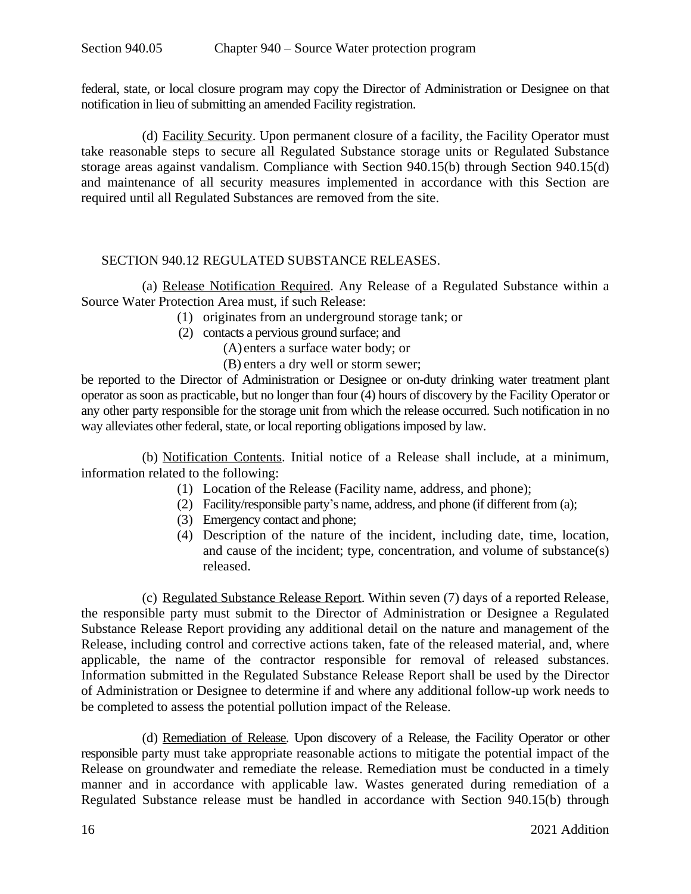federal, state, or local closure program may copy the Director of Administration or Designee on that notification in lieu of submitting an amended Facility registration.

(d) Facility Security. Upon permanent closure of a facility, the Facility Operator must take reasonable steps to secure all Regulated Substance storage units or Regulated Substance storage areas against vandalism. Compliance with Section 940.15(b) through Section 940.15(d) and maintenance of all security measures implemented in accordance with this Section are required until all Regulated Substances are removed from the site.

## SECTION 940.12 REGULATED SUBSTANCE RELEASES.

(a) Release Notification Required. Any Release of a Regulated Substance within a Source Water Protection Area must, if such Release:

- (1) originates from an underground storage tank; or
- (2) contacts a pervious ground surface; and
  - (A) enters a surface water body; or
  - (B) enters a dry well or storm sewer;

be reported to the Director of Administration or Designee or on-duty drinking water treatment plant operator as soon as practicable, but no longer than four (4) hours of discovery by the Facility Operator or any other party responsible for the storage unit from which the release occurred. Such notification in no way alleviates other federal, state, or local reporting obligations imposed by law.

(b) Notification Contents. Initial notice of a Release shall include, at a minimum, information related to the following:

- (1) Location of the Release (Facility name, address, and phone);
- (2) Facility/responsible party's name, address, and phone (if different from (a);
- (3) Emergency contact and phone;
- (4) Description of the nature of the incident, including date, time, location, and cause of the incident; type, concentration, and volume of substance(s) released.

(c) Regulated Substance Release Report. Within seven (7) days of a reported Release, the responsible party must submit to the Director of Administration or Designee a Regulated Substance Release Report providing any additional detail on the nature and management of the Release, including control and corrective actions taken, fate of the released material, and, where applicable, the name of the contractor responsible for removal of released substances. Information submitted in the Regulated Substance Release Report shall be used by the Director of Administration or Designee to determine if and where any additional follow-up work needs to be completed to assess the potential pollution impact of the Release.

(d) Remediation of Release. Upon discovery of a Release, the Facility Operator or other responsible party must take appropriate reasonable actions to mitigate the potential impact of the Release on groundwater and remediate the release. Remediation must be conducted in a timely manner and in accordance with applicable law. Wastes generated during remediation of a Regulated Substance release must be handled in accordance with Section 940.15(b) through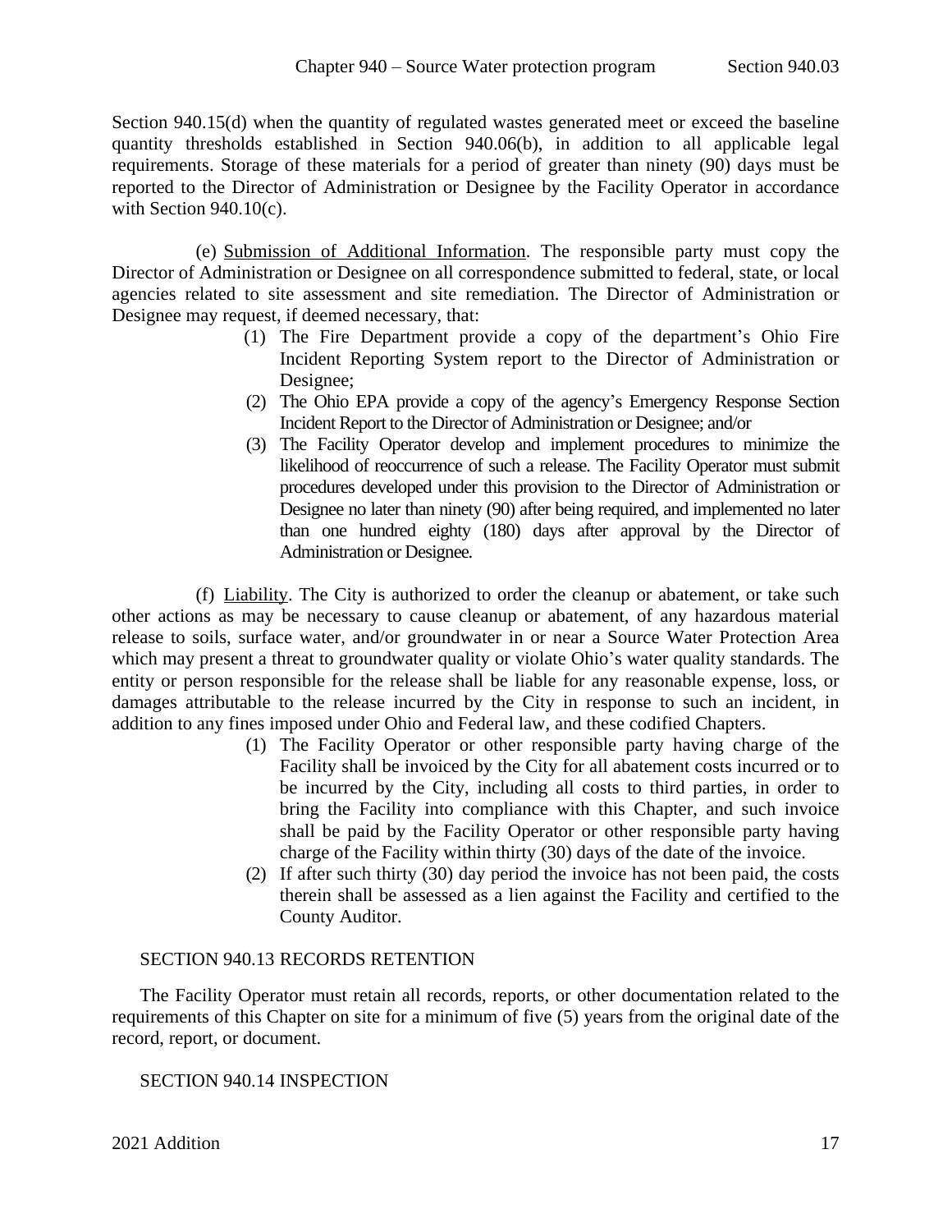Section 940.15(d) when the quantity of regulated wastes generated meet or exceed the baseline quantity thresholds established in Section 940.06(b), in addition to all applicable legal requirements. Storage of these materials for a period of greater than ninety (90) days must be reported to the Director of Administration or Designee by the Facility Operator in accordance with Section 940.10(c).

(e) Submission of Additional Information. The responsible party must copy the Director of Administration or Designee on all correspondence submitted to federal, state, or local agencies related to site assessment and site remediation. The Director of Administration or Designee may request, if deemed necessary, that:

(1) The Fire Department provide a copy of the department's Ohio Fire Incident Reporting System report to the Director of Administration or Designee;
(2) The Ohio EPA provide a copy of the agency's Emergency Response Section Incident Report to the Director of Administration or Designee; and/or
(3) The Facility Operator develop and implement procedures to minimize the likelihood of reoccurrence of such a release. The Facility Operator must submit procedures developed under this provision to the Director of Administration or Designee no later than ninety (90) after being required, and implemented no later than one hundred eighty (180) days after approval by the Director of Administration or Designee.

(f) Liability. The City is authorized to order the cleanup or abatement, or take such other actions as may be necessary to cause cleanup or abatement, of any hazardous material release to soils, surface water, and/or groundwater in or near a Source Water Protection Area which may present a threat to groundwater quality or violate Ohio's water quality standards. The entity or person responsible for the release shall be liable for any reasonable expense, loss, or damages attributable to the release incurred by the City in response to such an incident, in addition to any fines imposed under Ohio and Federal law, and these codified Chapters.

(1) The Facility Operator or other responsible party having charge of the Facility shall be invoiced by the City for all abatement costs incurred or to be incurred by the City, including all costs to third parties, in order to bring the Facility into compliance with this Chapter, and such invoice shall be paid by the Facility Operator or other responsible party having charge of the Facility within thirty (30) days of the date of the invoice.
(2) If after such thirty (30) day period the invoice has not been paid, the costs therein shall be assessed as a lien against the Facility and certified to the County Auditor.

## SECTION 940.13 RECORDS RETENTION

The Facility Operator must retain all records, reports, or other documentation related to the requirements of this Chapter on site for a minimum of five (5) years from the original date of the record, report, or document.

## SECTION 940.14 INSPECTION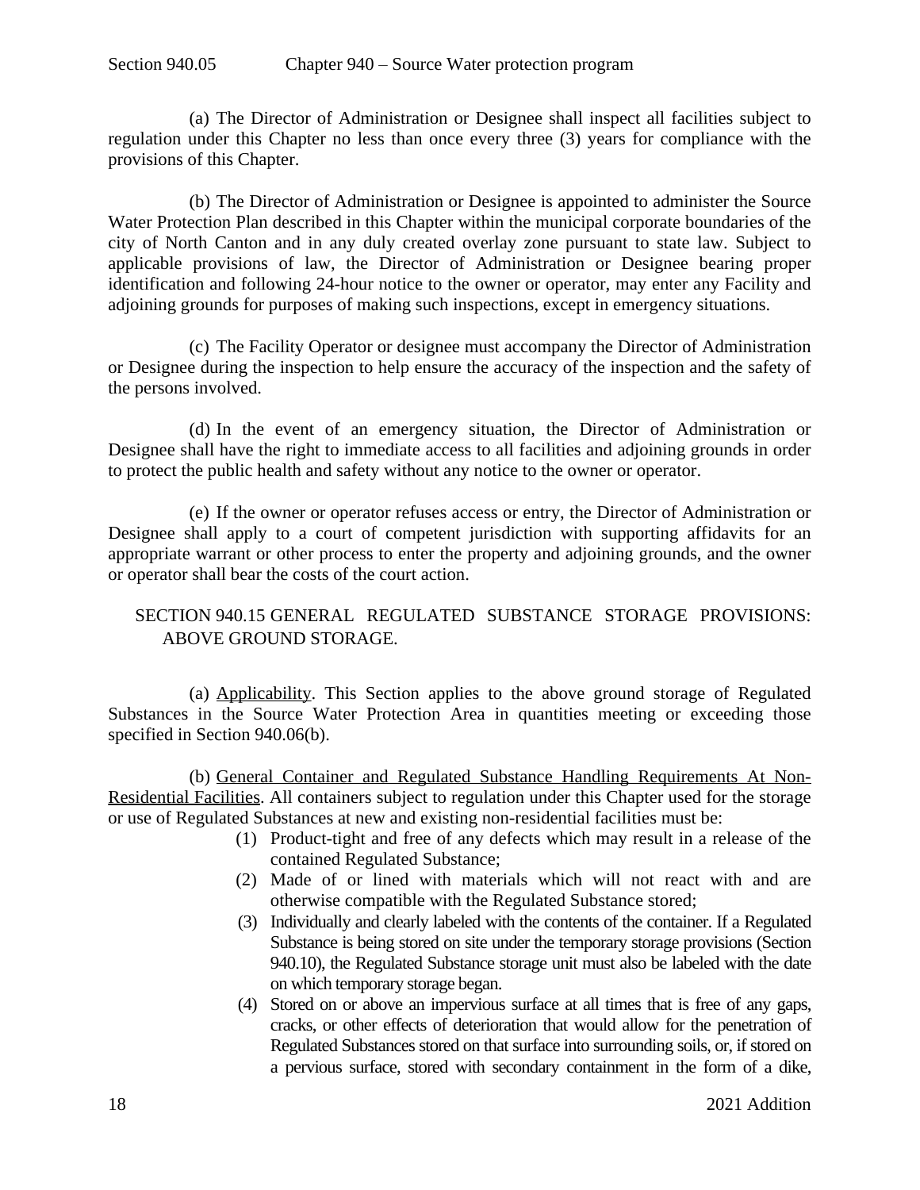(a) The Director of Administration or Designee shall inspect all facilities subject to regulation under this Chapter no less than once every three (3) years for compliance with the provisions of this Chapter.

(b) The Director of Administration or Designee is appointed to administer the Source Water Protection Plan described in this Chapter within the municipal corporate boundaries of the city of North Canton and in any duly created overlay zone pursuant to state law. Subject to applicable provisions of law, the Director of Administration or Designee bearing proper identification and following 24-hour notice to the owner or operator, may enter any Facility and adjoining grounds for purposes of making such inspections, except in emergency situations.

(c) The Facility Operator or designee must accompany the Director of Administration or Designee during the inspection to help ensure the accuracy of the inspection and the safety of the persons involved.

(d) In the event of an emergency situation, the Director of Administration or Designee shall have the right to immediate access to all facilities and adjoining grounds in order to protect the public health and safety without any notice to the owner or operator.

(e) If the owner or operator refuses access or entry, the Director of Administration or Designee shall apply to a court of competent jurisdiction with supporting affidavits for an appropriate warrant or other process to enter the property and adjoining grounds, and the owner or operator shall bear the costs of the court action.

## SECTION 940.15 GENERAL REGULATED SUBSTANCE STORAGE PROVISIONS: ABOVE GROUND STORAGE.

(a) Applicability. This Section applies to the above ground storage of Regulated Substances in the Source Water Protection Area in quantities meeting or exceeding those specified in Section 940.06(b).

(b) General Container and Regulated Substance Handling Requirements At Non-Residential Facilities. All containers subject to regulation under this Chapter used for the storage or use of Regulated Substances at new and existing non-residential facilities must be:

(1) Product-tight and free of any defects which may result in a release of the contained Regulated Substance;

(2) Made of or lined with materials which will not react with and are otherwise compatible with the Regulated Substance stored;

(3) Individually and clearly labeled with the contents of the container. If a Regulated Substance is being stored on site under the temporary storage provisions (Section 940.10), the Regulated Substance storage unit must also be labeled with the date on which temporary storage began.

(4) Stored on or above an impervious surface at all times that is free of any gaps, cracks, or other effects of deterioration that would allow for the penetration of Regulated Substances stored on that surface into surrounding soils, or, if stored on a pervious surface, stored with secondary containment in the form of a dike,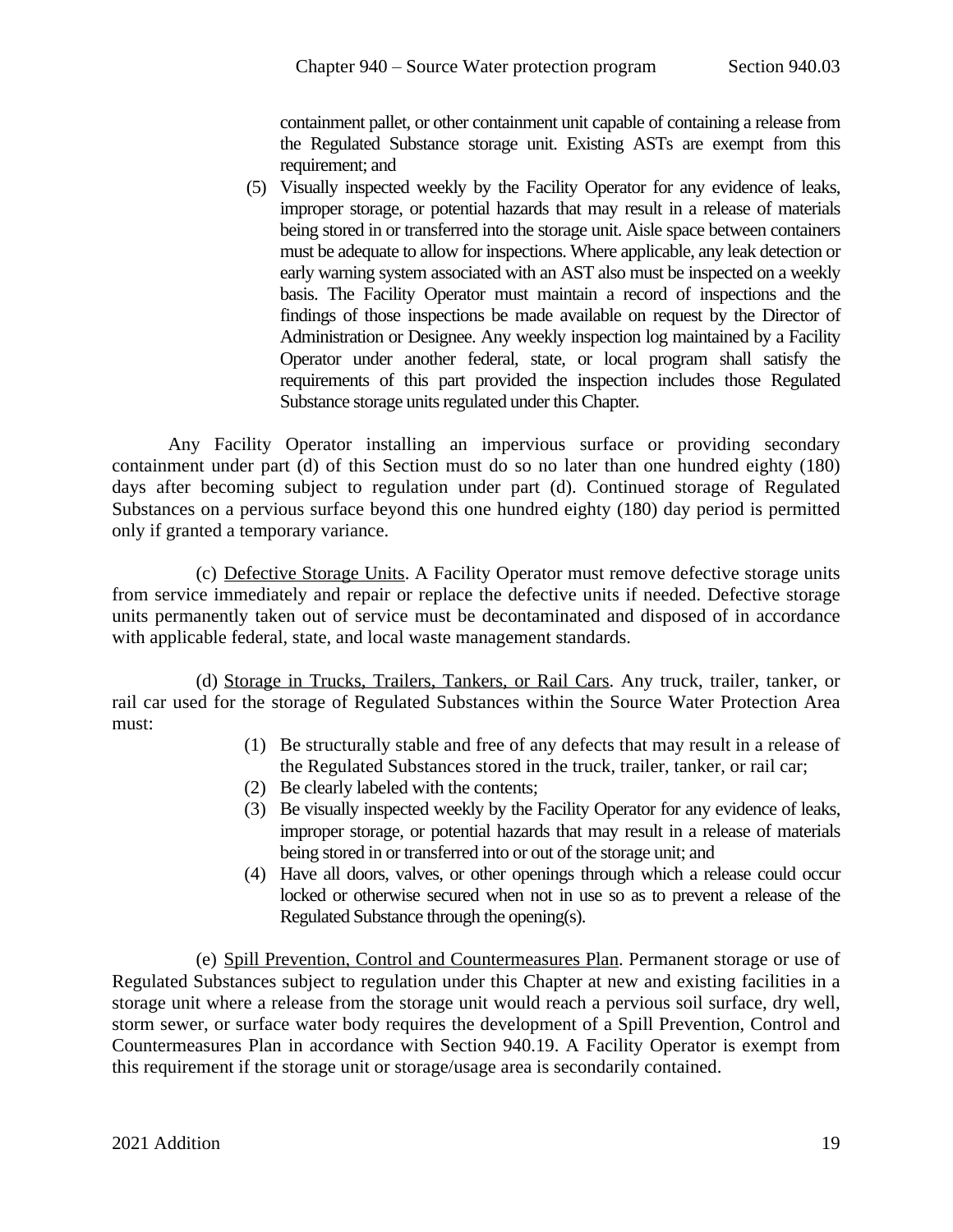containment pallet, or other containment unit capable of containing a release from the Regulated Substance storage unit. Existing ASTs are exempt from this requirement; and

(5) Visually inspected weekly by the Facility Operator for any evidence of leaks, improper storage, or potential hazards that may result in a release of materials being stored in or transferred into the storage unit. Aisle space between containers must be adequate to allow for inspections. Where applicable, any leak detection or early warning system associated with an AST also must be inspected on a weekly basis. The Facility Operator must maintain a record of inspections and the findings of those inspections be made available on request by the Director of Administration or Designee. Any weekly inspection log maintained by a Facility Operator under another federal, state, or local program shall satisfy the requirements of this part provided the inspection includes those Regulated Substance storage units regulated under this Chapter.

Any Facility Operator installing an impervious surface or providing secondary containment under part (d) of this Section must do so no later than one hundred eighty (180) days after becoming subject to regulation under part (d). Continued storage of Regulated Substances on a pervious surface beyond this one hundred eighty (180) day period is permitted only if granted a temporary variance.

(c) Defective Storage Units. A Facility Operator must remove defective storage units from service immediately and repair or replace the defective units if needed. Defective storage units permanently taken out of service must be decontaminated and disposed of in accordance with applicable federal, state, and local waste management standards.

(d) Storage in Trucks, Trailers, Tankers, or Rail Cars. Any truck, trailer, tanker, or rail car used for the storage of Regulated Substances within the Source Water Protection Area must:

(1) Be structurally stable and free of any defects that may result in a release of the Regulated Substances stored in the truck, trailer, tanker, or rail car;
(2) Be clearly labeled with the contents;
(3) Be visually inspected weekly by the Facility Operator for any evidence of leaks, improper storage, or potential hazards that may result in a release of materials being stored in or transferred into or out of the storage unit; and
(4) Have all doors, valves, or other openings through which a release could occur locked or otherwise secured when not in use so as to prevent a release of the Regulated Substance through the opening(s).

(e) Spill Prevention, Control and Countermeasures Plan. Permanent storage or use of Regulated Substances subject to regulation under this Chapter at new and existing facilities in a storage unit where a release from the storage unit would reach a pervious soil surface, dry well, storm sewer, or surface water body requires the development of a Spill Prevention, Control and Countermeasures Plan in accordance with Section 940.19. A Facility Operator is exempt from this requirement if the storage unit or storage/usage area is secondarily contained.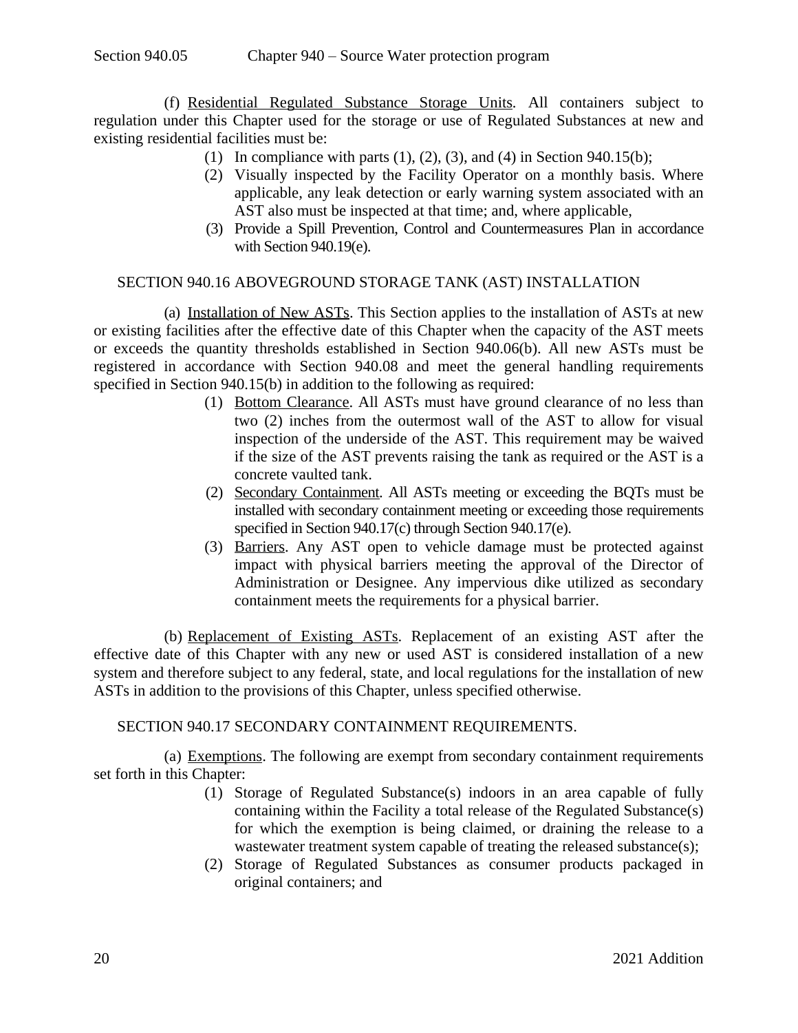(f) Residential Regulated Substance Storage Units. All containers subject to regulation under this Chapter used for the storage or use of Regulated Substances at new and existing residential facilities must be:

(1) In compliance with parts (1), (2), (3), and (4) in Section 940.15(b);
(2) Visually inspected by the Facility Operator on a monthly basis. Where applicable, any leak detection or early warning system associated with an AST also must be inspected at that time; and, where applicable,
(3) Provide a Spill Prevention, Control and Countermeasures Plan in accordance with Section 940.19(e).

## SECTION 940.16 ABOVEGROUND STORAGE TANK (AST) INSTALLATION

(a) Installation of New ASTs. This Section applies to the installation of ASTs at new or existing facilities after the effective date of this Chapter when the capacity of the AST meets or exceeds the quantity thresholds established in Section 940.06(b). All new ASTs must be registered in accordance with Section 940.08 and meet the general handling requirements specified in Section 940.15(b) in addition to the following as required:

(1) Bottom Clearance. All ASTs must have ground clearance of no less than two (2) inches from the outermost wall of the AST to allow for visual inspection of the underside of the AST. This requirement may be waived if the size of the AST prevents raising the tank as required or the AST is a concrete vaulted tank.
(2) Secondary Containment. All ASTs meeting or exceeding the BQTs must be installed with secondary containment meeting or exceeding those requirements specified in Section 940.17(c) through Section 940.17(e).
(3) Barriers. Any AST open to vehicle damage must be protected against impact with physical barriers meeting the approval of the Director of Administration or Designee. Any impervious dike utilized as secondary containment meets the requirements for a physical barrier.

(b) Replacement of Existing ASTs. Replacement of an existing AST after the effective date of this Chapter with any new or used AST is considered installation of a new system and therefore subject to any federal, state, and local regulations for the installation of new ASTs in addition to the provisions of this Chapter, unless specified otherwise.

## SECTION 940.17 SECONDARY CONTAINMENT REQUIREMENTS.

(a) Exemptions. The following are exempt from secondary containment requirements set forth in this Chapter:

(1) Storage of Regulated Substance(s) indoors in an area capable of fully containing within the Facility a total release of the Regulated Substance(s) for which the exemption is being claimed, or draining the release to a wastewater treatment system capable of treating the released substance(s);
(2) Storage of Regulated Substances as consumer products packaged in original containers; and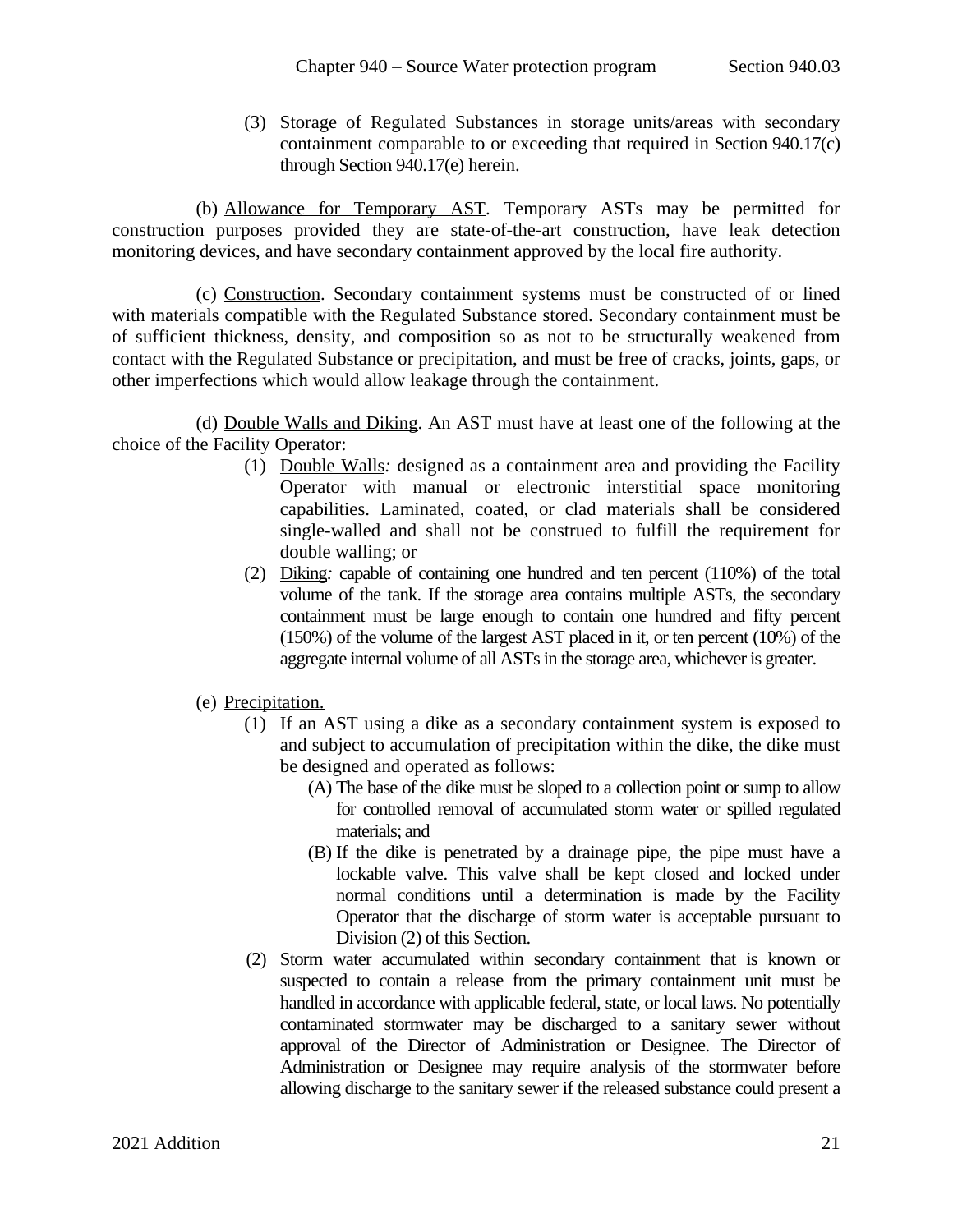(3) Storage of Regulated Substances in storage units/areas with secondary containment comparable to or exceeding that required in Section 940.17(c) through Section 940.17(e) herein.

(b) Allowance for Temporary AST. Temporary ASTs may be permitted for construction purposes provided they are state-of-the-art construction, have leak detection monitoring devices, and have secondary containment approved by the local fire authority.

(c) Construction. Secondary containment systems must be constructed of or lined with materials compatible with the Regulated Substance stored. Secondary containment must be of sufficient thickness, density, and composition so as not to be structurally weakened from contact with the Regulated Substance or precipitation, and must be free of cracks, joints, gaps, or other imperfections which would allow leakage through the containment.

(d) Double Walls and Diking. An AST must have at least one of the following at the choice of the Facility Operator:

(1) Double Walls*:* designed as a containment area and providing the Facility Operator with manual or electronic interstitial space monitoring capabilities. Laminated, coated, or clad materials shall be considered single-walled and shall not be construed to fulfill the requirement for double walling; or

(2) Diking*:* capable of containing one hundred and ten percent (110%) of the total volume of the tank. If the storage area contains multiple ASTs, the secondary containment must be large enough to contain one hundred and fifty percent (150%) of the volume of the largest AST placed in it, or ten percent (10%) of the aggregate internal volume of all ASTs in the storage area, whichever is greater.

(e) Precipitation.

(1) If an AST using a dike as a secondary containment system is exposed to and subject to accumulation of precipitation within the dike, the dike must be designed and operated as follows:

(A) The base of the dike must be sloped to a collection point or sump to allow for controlled removal of accumulated storm water or spilled regulated materials; and

(B) If the dike is penetrated by a drainage pipe, the pipe must have a lockable valve. This valve shall be kept closed and locked under normal conditions until a determination is made by the Facility Operator that the discharge of storm water is acceptable pursuant to Division (2) of this Section.

(2) Storm water accumulated within secondary containment that is known or suspected to contain a release from the primary containment unit must be handled in accordance with applicable federal, state, or local laws. No potentially contaminated stormwater may be discharged to a sanitary sewer without approval of the Director of Administration or Designee. The Director of Administration or Designee may require analysis of the stormwater before allowing discharge to the sanitary sewer if the released substance could present a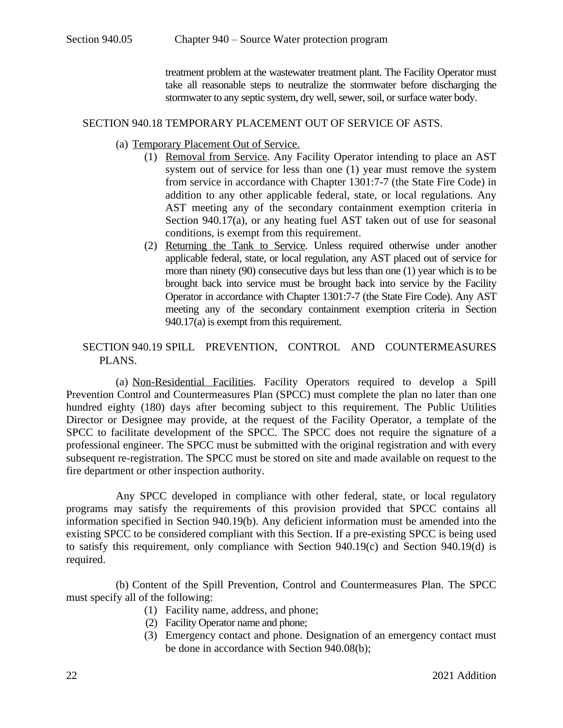treatment problem at the wastewater treatment plant. The Facility Operator must take all reasonable steps to neutralize the stormwater before discharging the stormwater to any septic system, dry well, sewer, soil, or surface water body.

## SECTION 940.18 TEMPORARY PLACEMENT OUT OF SERVICE OF ASTS.

(a) Temporary Placement Out of Service.

(1) Removal from Service. Any Facility Operator intending to place an AST system out of service for less than one (1) year must remove the system from service in accordance with Chapter 1301:7-7 (the State Fire Code) in addition to any other applicable federal, state, or local regulations. Any AST meeting any of the secondary containment exemption criteria in Section 940.17(a), or any heating fuel AST taken out of use for seasonal conditions, is exempt from this requirement.

(2) Returning the Tank to Service. Unless required otherwise under another applicable federal, state, or local regulation, any AST placed out of service for more than ninety (90) consecutive days but less than one (1) year which is to be brought back into service must be brought back into service by the Facility Operator in accordance with Chapter 1301:7-7 (the State Fire Code). Any AST meeting any of the secondary containment exemption criteria in Section 940.17(a) is exempt from this requirement.

## SECTION 940.19 SPILL PREVENTION, CONTROL AND COUNTERMEASURES PLANS.

(a) Non-Residential Facilities. Facility Operators required to develop a Spill Prevention Control and Countermeasures Plan (SPCC) must complete the plan no later than one hundred eighty (180) days after becoming subject to this requirement. The Public Utilities Director or Designee may provide, at the request of the Facility Operator, a template of the SPCC to facilitate development of the SPCC. The SPCC does not require the signature of a professional engineer. The SPCC must be submitted with the original registration and with every subsequent re-registration. The SPCC must be stored on site and made available on request to the fire department or other inspection authority.

Any SPCC developed in compliance with other federal, state, or local regulatory programs may satisfy the requirements of this provision provided that SPCC contains all information specified in Section 940.19(b). Any deficient information must be amended into the existing SPCC to be considered compliant with this Section. If a pre-existing SPCC is being used to satisfy this requirement, only compliance with Section 940.19(c) and Section 940.19(d) is required.

(b) Content of the Spill Prevention, Control and Countermeasures Plan. The SPCC must specify all of the following:

(1) Facility name, address, and phone;
(2) Facility Operator name and phone;
(3) Emergency contact and phone. Designation of an emergency contact must be done in accordance with Section 940.08(b);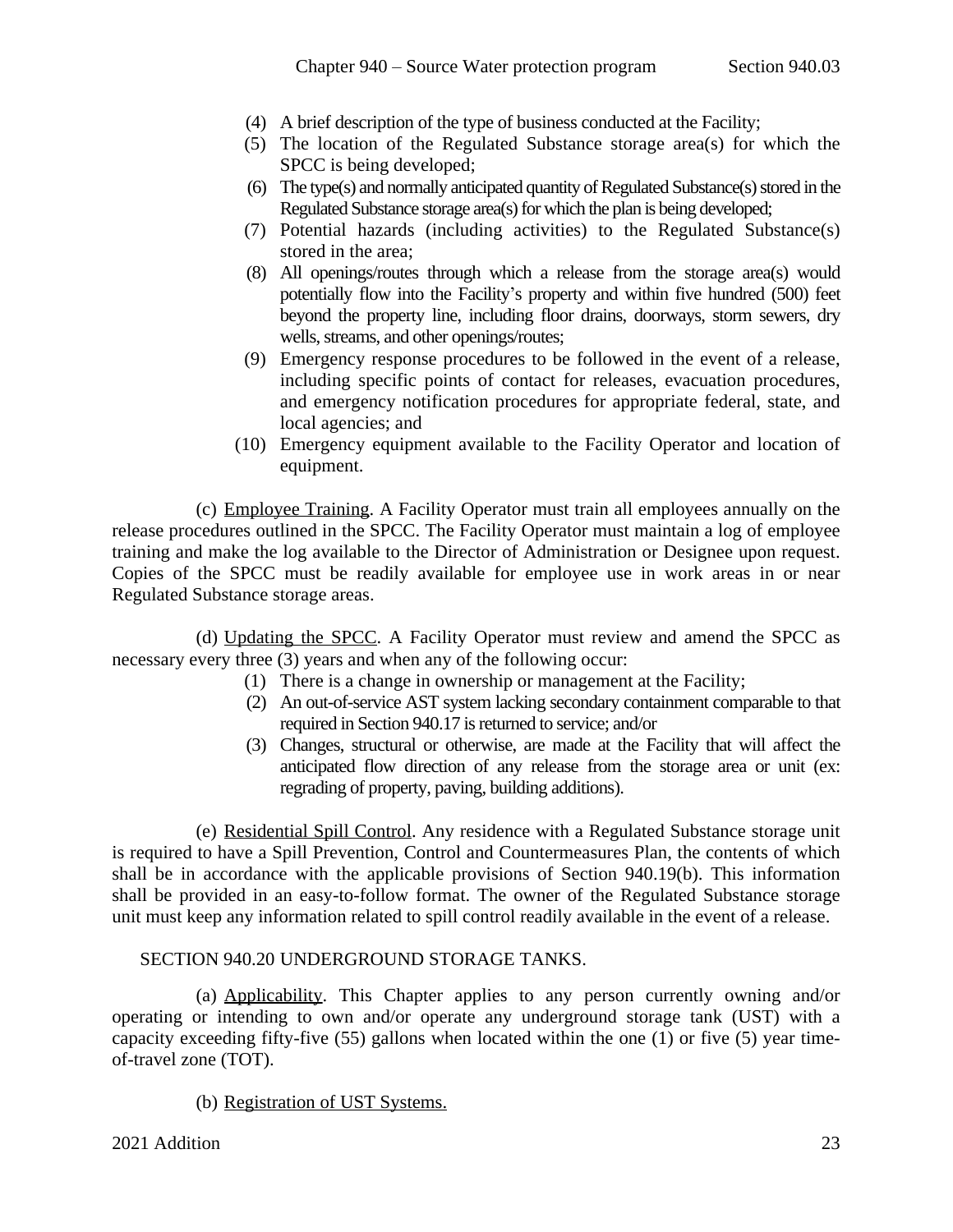(4) A brief description of the type of business conducted at the Facility;

(5) The location of the Regulated Substance storage area(s) for which the SPCC is being developed;

(6) The type(s) and normally anticipated quantity of Regulated Substance(s) stored in the Regulated Substance storage area(s) for which the plan is being developed;

(7) Potential hazards (including activities) to the Regulated Substance(s) stored in the area;

(8) All openings/routes through which a release from the storage area(s) would potentially flow into the Facility's property and within five hundred (500) feet beyond the property line, including floor drains, doorways, storm sewers, dry wells, streams, and other openings/routes;

(9) Emergency response procedures to be followed in the event of a release, including specific points of contact for releases, evacuation procedures, and emergency notification procedures for appropriate federal, state, and local agencies; and

(10) Emergency equipment available to the Facility Operator and location of equipment.

(c) Employee Training. A Facility Operator must train all employees annually on the release procedures outlined in the SPCC. The Facility Operator must maintain a log of employee training and make the log available to the Director of Administration or Designee upon request. Copies of the SPCC must be readily available for employee use in work areas in or near Regulated Substance storage areas.

(d) Updating the SPCC. A Facility Operator must review and amend the SPCC as necessary every three (3) years and when any of the following occur:

(1) There is a change in ownership or management at the Facility;

(2) An out-of-service AST system lacking secondary containment comparable to that required in Section 940.17 is returned to service; and/or

(3) Changes, structural or otherwise, are made at the Facility that will affect the anticipated flow direction of any release from the storage area or unit (ex: regrading of property, paving, building additions).

(e) Residential Spill Control. Any residence with a Regulated Substance storage unit is required to have a Spill Prevention, Control and Countermeasures Plan, the contents of which shall be in accordance with the applicable provisions of Section 940.19(b). This information shall be provided in an easy-to-follow format. The owner of the Regulated Substance storage unit must keep any information related to spill control readily available in the event of a release.

## SECTION 940.20 UNDERGROUND STORAGE TANKS.

(a) Applicability. This Chapter applies to any person currently owning and/or operating or intending to own and/or operate any underground storage tank (UST) with a capacity exceeding fifty-five (55) gallons when located within the one (1) or five (5) year time-of-travel zone (TOT).

(b) Registration of UST Systems.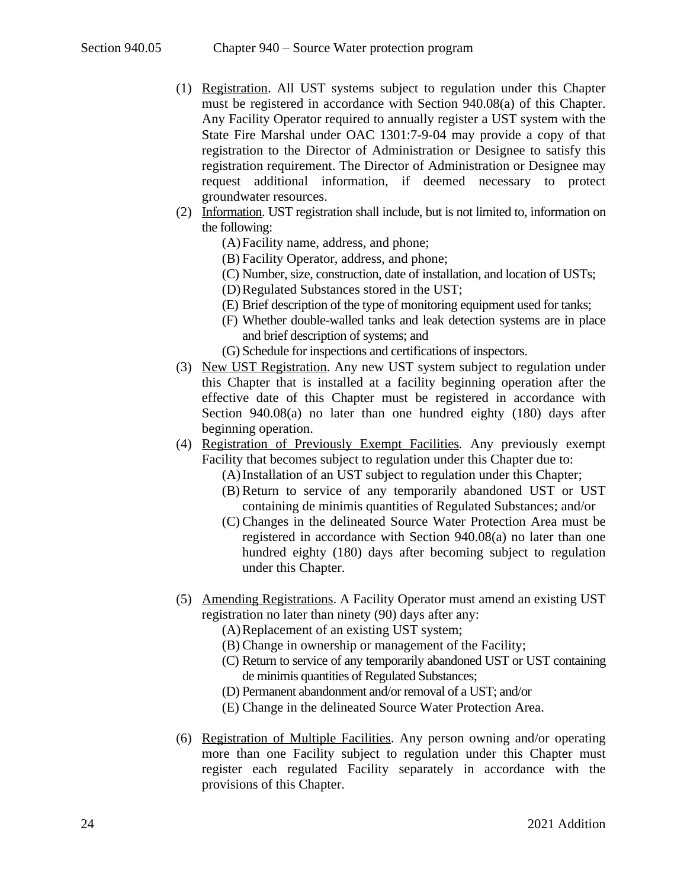(1) Registration. All UST systems subject to regulation under this Chapter must be registered in accordance with Section 940.08(a) of this Chapter. Any Facility Operator required to annually register a UST system with the State Fire Marshal under OAC 1301:7-9-04 may provide a copy of that registration to the Director of Administration or Designee to satisfy this registration requirement. The Director of Administration or Designee may request additional information, if deemed necessary to protect groundwater resources.

(2) Information. UST registration shall include, but is not limited to, information on the following:

- (A) Facility name, address, and phone;
- (B) Facility Operator, address, and phone;
- (C) Number, size, construction, date of installation, and location of USTs;
- (D) Regulated Substances stored in the UST;
- (E) Brief description of the type of monitoring equipment used for tanks;
- (F) Whether double-walled tanks and leak detection systems are in place and brief description of systems; and
- (G) Schedule for inspections and certifications of inspectors.

(3) New UST Registration. Any new UST system subject to regulation under this Chapter that is installed at a facility beginning operation after the effective date of this Chapter must be registered in accordance with Section 940.08(a) no later than one hundred eighty (180) days after beginning operation.

(4) Registration of Previously Exempt Facilities. Any previously exempt Facility that becomes subject to regulation under this Chapter due to:

- (A) Installation of an UST subject to regulation under this Chapter;
- (B) Return to service of any temporarily abandoned UST or UST containing de minimis quantities of Regulated Substances; and/or
- (C) Changes in the delineated Source Water Protection Area must be registered in accordance with Section 940.08(a) no later than one hundred eighty (180) days after becoming subject to regulation under this Chapter.

(5) Amending Registrations. A Facility Operator must amend an existing UST registration no later than ninety (90) days after any:

- (A) Replacement of an existing UST system;
- (B) Change in ownership or management of the Facility;
- (C) Return to service of any temporarily abandoned UST or UST containing de minimis quantities of Regulated Substances;
- (D) Permanent abandonment and/or removal of a UST; and/or
- (E) Change in the delineated Source Water Protection Area.

(6) Registration of Multiple Facilities. Any person owning and/or operating more than one Facility subject to regulation under this Chapter must register each regulated Facility separately in accordance with the provisions of this Chapter.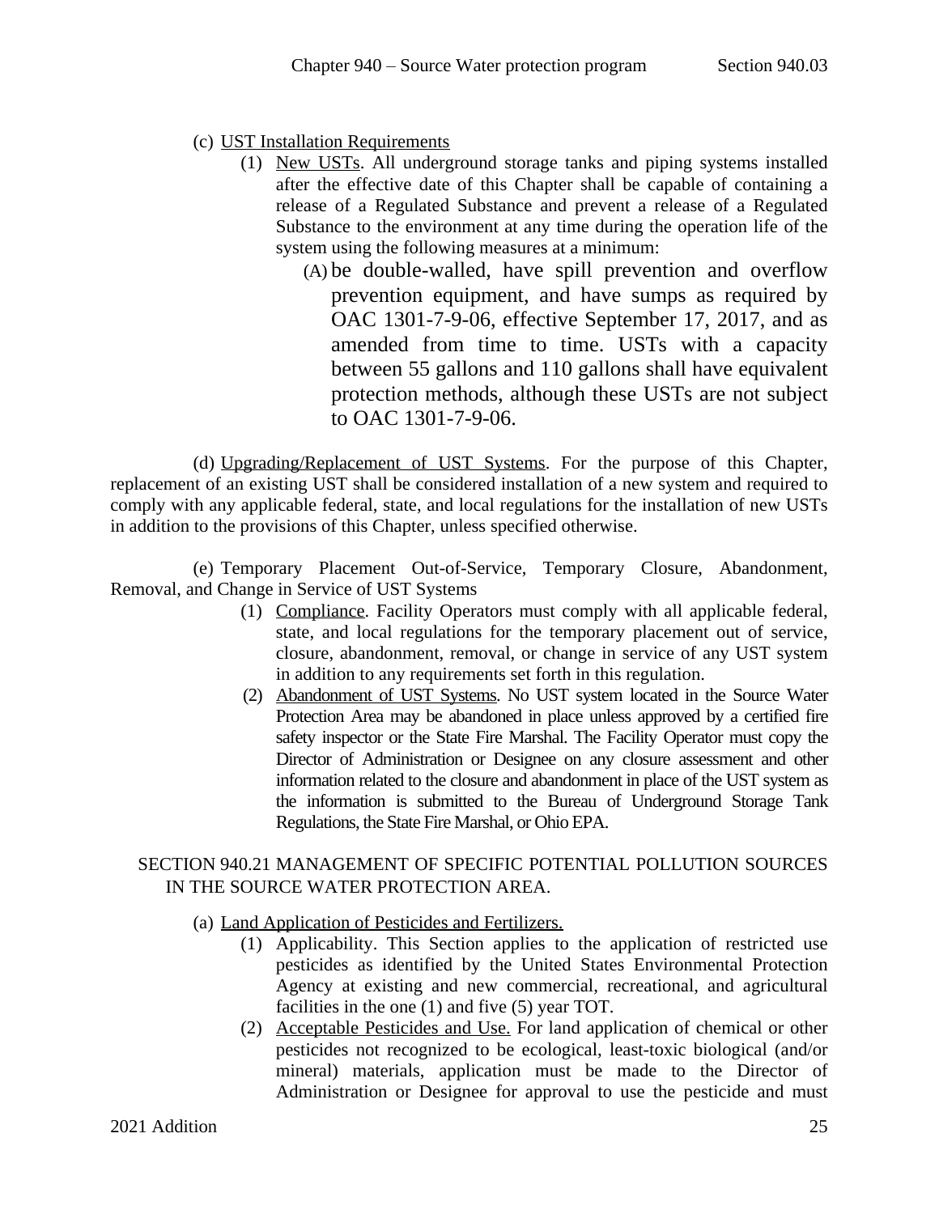(c) UST Installation Requirements

(1) New USTs. All underground storage tanks and piping systems installed after the effective date of this Chapter shall be capable of containing a release of a Regulated Substance and prevent a release of a Regulated Substance to the environment at any time during the operation life of the system using the following measures at a minimum:

(A) be double-walled, have spill prevention and overflow prevention equipment, and have sumps as required by OAC 1301-7-9-06, effective September 17, 2017, and as amended from time to time. USTs with a capacity between 55 gallons and 110 gallons shall have equivalent protection methods, although these USTs are not subject to OAC 1301-7-9-06.

(d) Upgrading/Replacement of UST Systems. For the purpose of this Chapter, replacement of an existing UST shall be considered installation of a new system and required to comply with any applicable federal, state, and local regulations for the installation of new USTs in addition to the provisions of this Chapter, unless specified otherwise.

(e) Temporary Placement Out-of-Service, Temporary Closure, Abandonment, Removal, and Change in Service of UST Systems

(1) Compliance. Facility Operators must comply with all applicable federal, state, and local regulations for the temporary placement out of service, closure, abandonment, removal, or change in service of any UST system in addition to any requirements set forth in this regulation.

(2) Abandonment of UST Systems. No UST system located in the Source Water Protection Area may be abandoned in place unless approved by a certified fire safety inspector or the State Fire Marshal. The Facility Operator must copy the Director of Administration or Designee on any closure assessment and other information related to the closure and abandonment in place of the UST system as the information is submitted to the Bureau of Underground Storage Tank Regulations, the State Fire Marshal, or Ohio EPA.

## SECTION 940.21 MANAGEMENT OF SPECIFIC POTENTIAL POLLUTION SOURCES IN THE SOURCE WATER PROTECTION AREA.

(a) Land Application of Pesticides and Fertilizers.

(1) Applicability. This Section applies to the application of restricted use pesticides as identified by the United States Environmental Protection Agency at existing and new commercial, recreational, and agricultural facilities in the one (1) and five (5) year TOT.

(2) Acceptable Pesticides and Use. For land application of chemical or other pesticides not recognized to be ecological, least-toxic biological (and/or mineral) materials, application must be made to the Director of Administration or Designee for approval to use the pesticide and must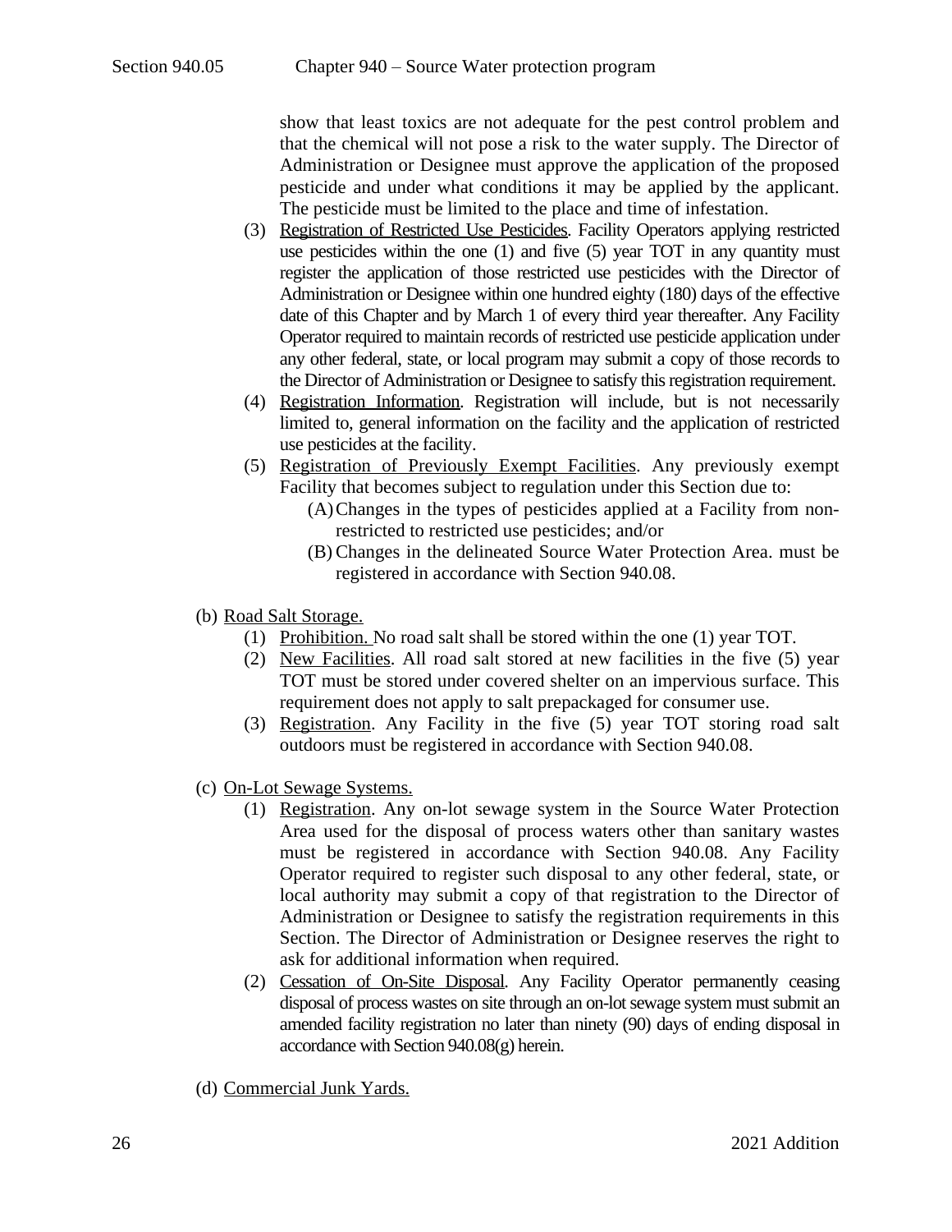show that least toxics are not adequate for the pest control problem and that the chemical will not pose a risk to the water supply. The Director of Administration or Designee must approve the application of the proposed pesticide and under what conditions it may be applied by the applicant. The pesticide must be limited to the place and time of infestation.

(3) Registration of Restricted Use Pesticides. Facility Operators applying restricted use pesticides within the one (1) and five (5) year TOT in any quantity must register the application of those restricted use pesticides with the Director of Administration or Designee within one hundred eighty (180) days of the effective date of this Chapter and by March 1 of every third year thereafter. Any Facility Operator required to maintain records of restricted use pesticide application under any other federal, state, or local program may submit a copy of those records to the Director of Administration or Designee to satisfy this registration requirement.

(4) Registration Information. Registration will include, but is not necessarily limited to, general information on the facility and the application of restricted use pesticides at the facility.

(5) Registration of Previously Exempt Facilities. Any previously exempt Facility that becomes subject to regulation under this Section due to:

(A) Changes in the types of pesticides applied at a Facility from non-restricted to restricted use pesticides; and/or

(B) Changes in the delineated Source Water Protection Area. must be registered in accordance with Section 940.08.

(b) Road Salt Storage.

(1) Prohibition. No road salt shall be stored within the one (1) year TOT.

(2) New Facilities. All road salt stored at new facilities in the five (5) year TOT must be stored under covered shelter on an impervious surface. This requirement does not apply to salt prepackaged for consumer use.

(3) Registration. Any Facility in the five (5) year TOT storing road salt outdoors must be registered in accordance with Section 940.08.

(c) On-Lot Sewage Systems.

(1) Registration. Any on-lot sewage system in the Source Water Protection Area used for the disposal of process waters other than sanitary wastes must be registered in accordance with Section 940.08. Any Facility Operator required to register such disposal to any other federal, state, or local authority may submit a copy of that registration to the Director of Administration or Designee to satisfy the registration requirements in this Section. The Director of Administration or Designee reserves the right to ask for additional information when required.

(2) Cessation of On-Site Disposal. Any Facility Operator permanently ceasing disposal of process wastes on site through an on-lot sewage system must submit an amended facility registration no later than ninety (90) days of ending disposal in accordance with Section 940.08(g) herein.

(d) Commercial Junk Yards.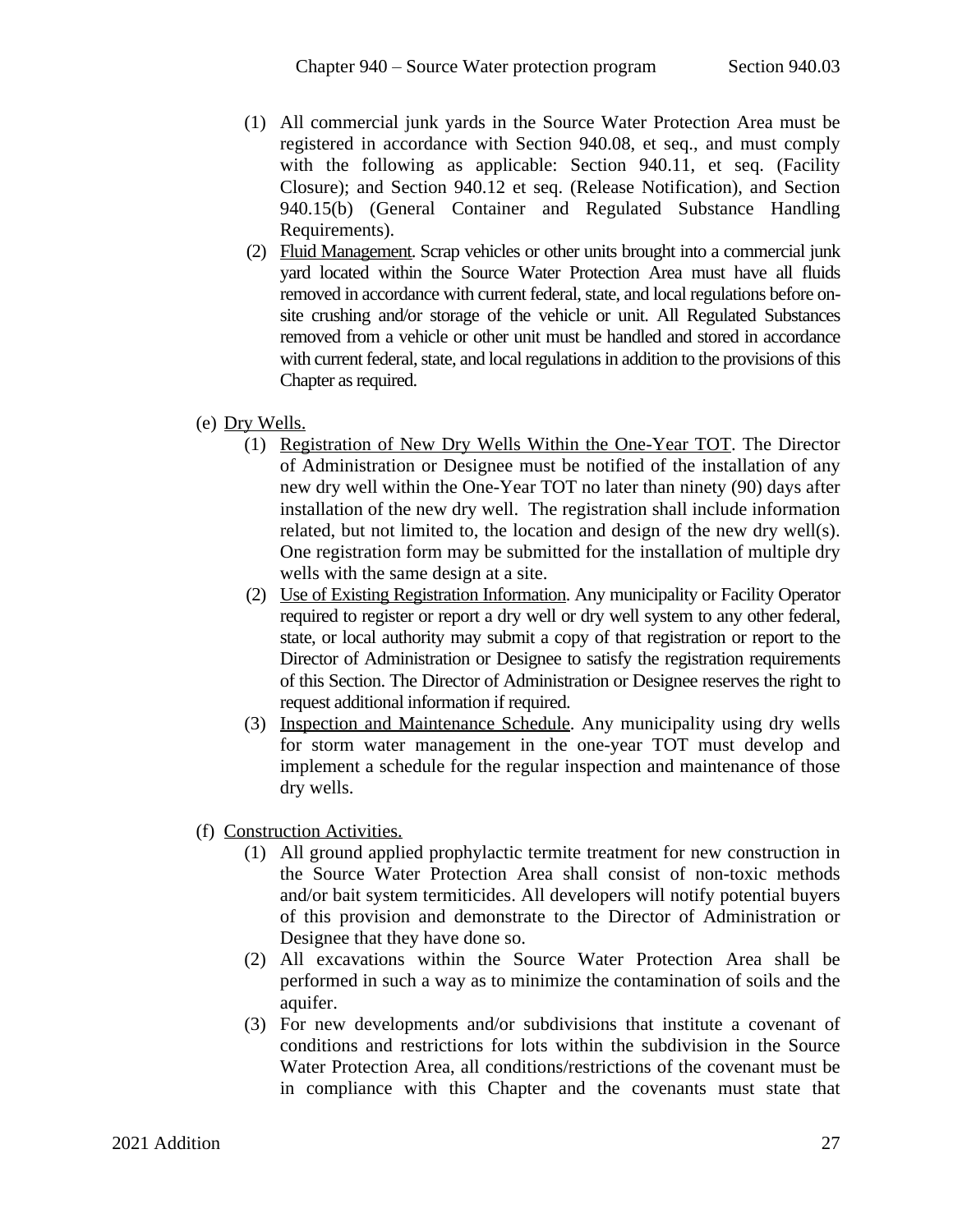(1) All commercial junk yards in the Source Water Protection Area must be registered in accordance with Section 940.08, et seq., and must comply with the following as applicable: Section 940.11, et seq. (Facility Closure); and Section 940.12 et seq. (Release Notification), and Section 940.15(b) (General Container and Regulated Substance Handling Requirements).

(2) Fluid Management. Scrap vehicles or other units brought into a commercial junk yard located within the Source Water Protection Area must have all fluids removed in accordance with current federal, state, and local regulations before on-site crushing and/or storage of the vehicle or unit. All Regulated Substances removed from a vehicle or other unit must be handled and stored in accordance with current federal, state, and local regulations in addition to the provisions of this Chapter as required.

(e) Dry Wells.

(1) Registration of New Dry Wells Within the One-Year TOT. The Director of Administration or Designee must be notified of the installation of any new dry well within the One-Year TOT no later than ninety (90) days after installation of the new dry well. The registration shall include information related, but not limited to, the location and design of the new dry well(s). One registration form may be submitted for the installation of multiple dry wells with the same design at a site.

(2) Use of Existing Registration Information. Any municipality or Facility Operator required to register or report a dry well or dry well system to any other federal, state, or local authority may submit a copy of that registration or report to the Director of Administration or Designee to satisfy the registration requirements of this Section. The Director of Administration or Designee reserves the right to request additional information if required.

(3) Inspection and Maintenance Schedule. Any municipality using dry wells for storm water management in the one-year TOT must develop and implement a schedule for the regular inspection and maintenance of those dry wells.

(f) Construction Activities.

(1) All ground applied prophylactic termite treatment for new construction in the Source Water Protection Area shall consist of non-toxic methods and/or bait system termiticides. All developers will notify potential buyers of this provision and demonstrate to the Director of Administration or Designee that they have done so.

(2) All excavations within the Source Water Protection Area shall be performed in such a way as to minimize the contamination of soils and the aquifer.

(3) For new developments and/or subdivisions that institute a covenant of conditions and restrictions for lots within the subdivision in the Source Water Protection Area, all conditions/restrictions of the covenant must be in compliance with this Chapter and the covenants must state that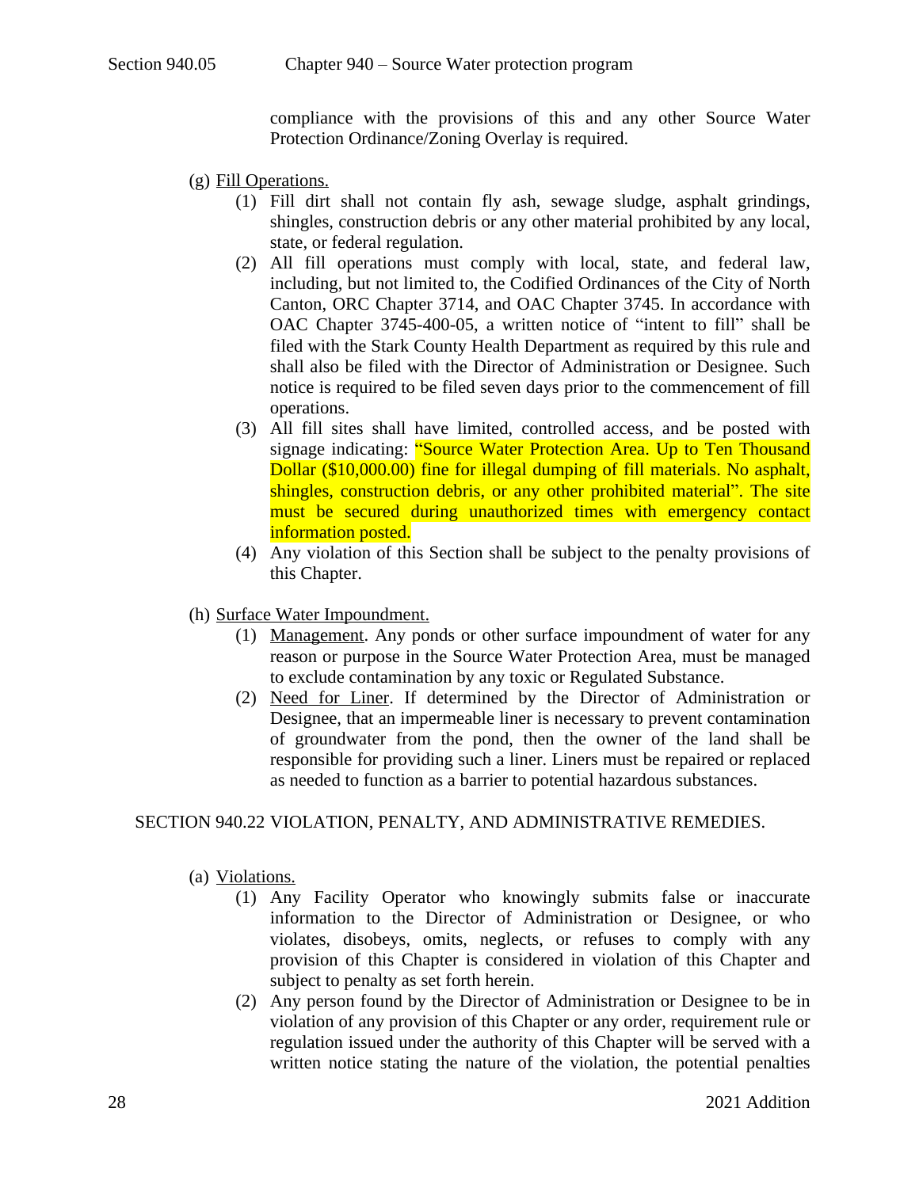compliance with the provisions of this and any other Source Water Protection Ordinance/Zoning Overlay is required.

(g) Fill Operations.

(1) Fill dirt shall not contain fly ash, sewage sludge, asphalt grindings, shingles, construction debris or any other material prohibited by any local, state, or federal regulation.

(2) All fill operations must comply with local, state, and federal law, including, but not limited to, the Codified Ordinances of the City of North Canton, ORC Chapter 3714, and OAC Chapter 3745. In accordance with OAC Chapter 3745-400-05, a written notice of "intent to fill" shall be filed with the Stark County Health Department as required by this rule and shall also be filed with the Director of Administration or Designee. Such notice is required to be filed seven days prior to the commencement of fill operations.

(3) All fill sites shall have limited, controlled access, and be posted with signage indicating: "Source Water Protection Area. Up to Ten Thousand Dollar ($10,000.00) fine for illegal dumping of fill materials. No asphalt, shingles, construction debris, or any other prohibited material". The site must be secured during unauthorized times with emergency contact information posted.

(4) Any violation of this Section shall be subject to the penalty provisions of this Chapter.

(h) Surface Water Impoundment.

(1) Management. Any ponds or other surface impoundment of water for any reason or purpose in the Source Water Protection Area, must be managed to exclude contamination by any toxic or Regulated Substance.

(2) Need for Liner. If determined by the Director of Administration or Designee, that an impermeable liner is necessary to prevent contamination of groundwater from the pond, then the owner of the land shall be responsible for providing such a liner. Liners must be repaired or replaced as needed to function as a barrier to potential hazardous substances.

## SECTION 940.22 VIOLATION, PENALTY, AND ADMINISTRATIVE REMEDIES.

(a) Violations.

(1) Any Facility Operator who knowingly submits false or inaccurate information to the Director of Administration or Designee, or who violates, disobeys, omits, neglects, or refuses to comply with any provision of this Chapter is considered in violation of this Chapter and subject to penalty as set forth herein.

(2) Any person found by the Director of Administration or Designee to be in violation of any provision of this Chapter or any order, requirement rule or regulation issued under the authority of this Chapter will be served with a written notice stating the nature of the violation, the potential penalties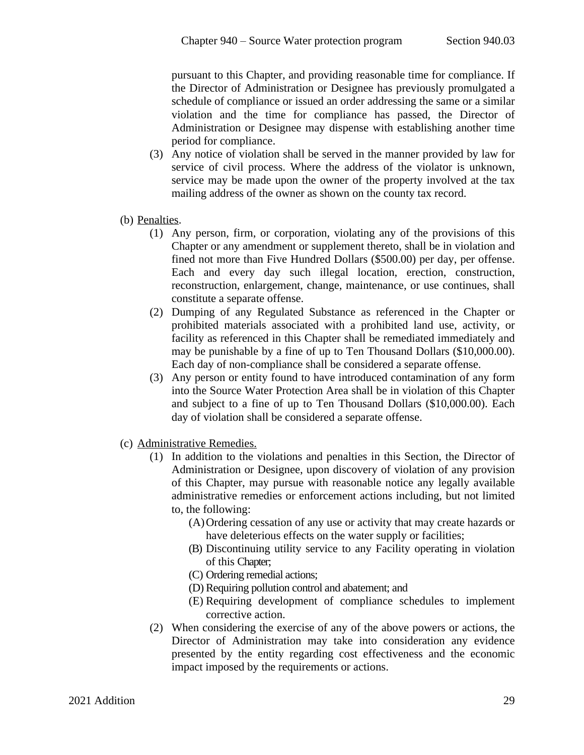pursuant to this Chapter, and providing reasonable time for compliance. If the Director of Administration or Designee has previously promulgated a schedule of compliance or issued an order addressing the same or a similar violation and the time for compliance has passed, the Director of Administration or Designee may dispense with establishing another time period for compliance.

(3) Any notice of violation shall be served in the manner provided by law for service of civil process. Where the address of the violator is unknown, service may be made upon the owner of the property involved at the tax mailing address of the owner as shown on the county tax record.

(b) Penalties.

(1) Any person, firm, or corporation, violating any of the provisions of this Chapter or any amendment or supplement thereto, shall be in violation and fined not more than Five Hundred Dollars ($500.00) per day, per offense. Each and every day such illegal location, erection, construction, reconstruction, enlargement, change, maintenance, or use continues, shall constitute a separate offense.

(2) Dumping of any Regulated Substance as referenced in the Chapter or prohibited materials associated with a prohibited land use, activity, or facility as referenced in this Chapter shall be remediated immediately and may be punishable by a fine of up to Ten Thousand Dollars ($10,000.00). Each day of non-compliance shall be considered a separate offense.

(3) Any person or entity found to have introduced contamination of any form into the Source Water Protection Area shall be in violation of this Chapter and subject to a fine of up to Ten Thousand Dollars ($10,000.00). Each day of violation shall be considered a separate offense.

(c) Administrative Remedies.

(1) In addition to the violations and penalties in this Section, the Director of Administration or Designee, upon discovery of violation of any provision of this Chapter, may pursue with reasonable notice any legally available administrative remedies or enforcement actions including, but not limited to, the following:

(A) Ordering cessation of any use or activity that may create hazards or have deleterious effects on the water supply or facilities;

(B) Discontinuing utility service to any Facility operating in violation of this Chapter;

(C) Ordering remedial actions;

(D) Requiring pollution control and abatement; and

(E) Requiring development of compliance schedules to implement corrective action.

(2) When considering the exercise of any of the above powers or actions, the Director of Administration may take into consideration any evidence presented by the entity regarding cost effectiveness and the economic impact imposed by the requirements or actions.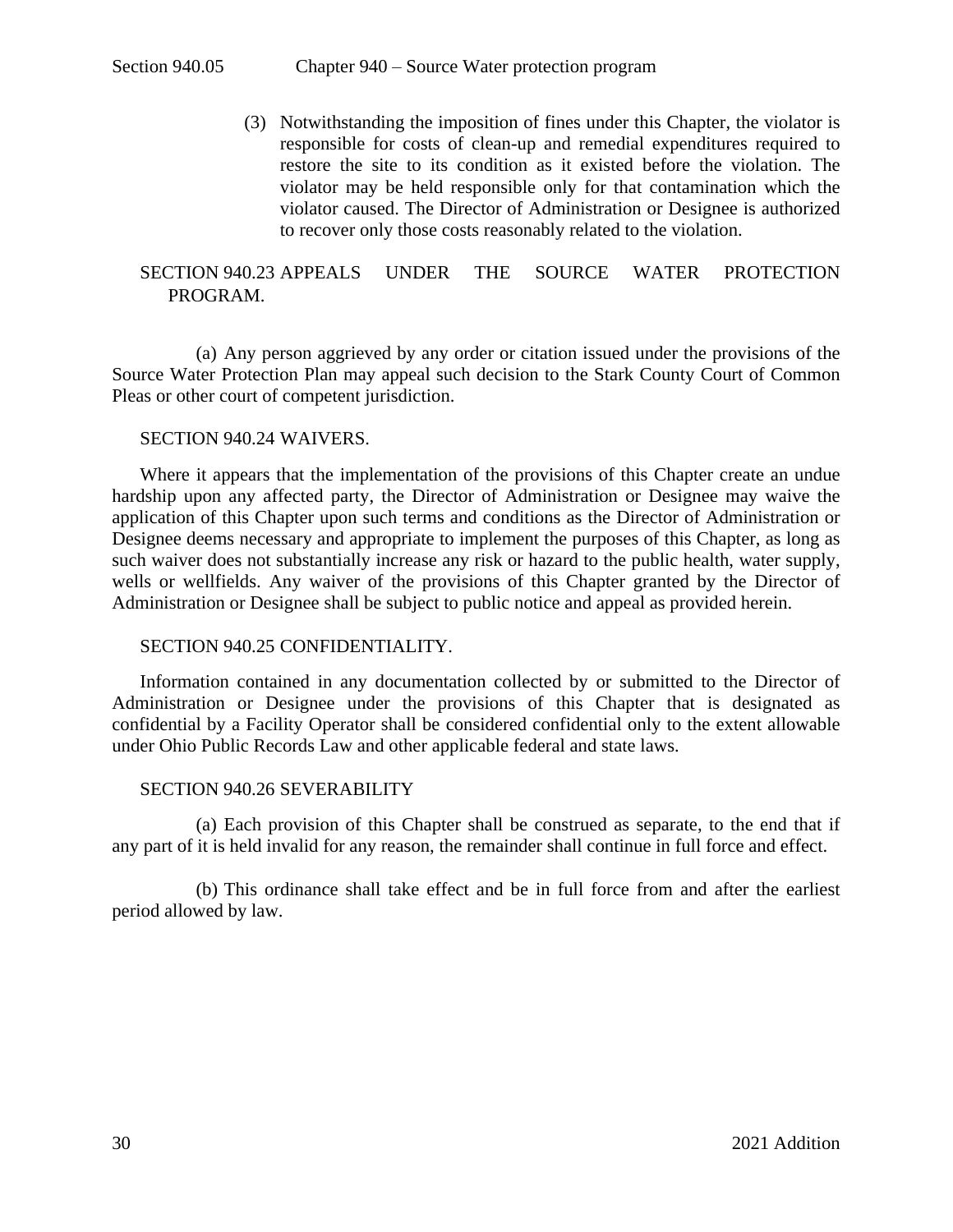(3) Notwithstanding the imposition of fines under this Chapter, the violator is responsible for costs of clean-up and remedial expenditures required to restore the site to its condition as it existed before the violation. The violator may be held responsible only for that contamination which the violator caused. The Director of Administration or Designee is authorized to recover only those costs reasonably related to the violation.

## SECTION 940.23 APPEALS UNDER THE SOURCE WATER PROTECTION PROGRAM.

(a) Any person aggrieved by any order or citation issued under the provisions of the Source Water Protection Plan may appeal such decision to the Stark County Court of Common Pleas or other court of competent jurisdiction.

## SECTION 940.24 WAIVERS.

Where it appears that the implementation of the provisions of this Chapter create an undue hardship upon any affected party, the Director of Administration or Designee may waive the application of this Chapter upon such terms and conditions as the Director of Administration or Designee deems necessary and appropriate to implement the purposes of this Chapter, as long as such waiver does not substantially increase any risk or hazard to the public health, water supply, wells or wellfields. Any waiver of the provisions of this Chapter granted by the Director of Administration or Designee shall be subject to public notice and appeal as provided herein.

## SECTION 940.25 CONFIDENTIALITY.

Information contained in any documentation collected by or submitted to the Director of Administration or Designee under the provisions of this Chapter that is designated as confidential by a Facility Operator shall be considered confidential only to the extent allowable under Ohio Public Records Law and other applicable federal and state laws.

## SECTION 940.26 SEVERABILITY

(a) Each provision of this Chapter shall be construed as separate, to the end that if any part of it is held invalid for any reason, the remainder shall continue in full force and effect.

(b) This ordinance shall take effect and be in full force from and after the earliest period allowed by law.